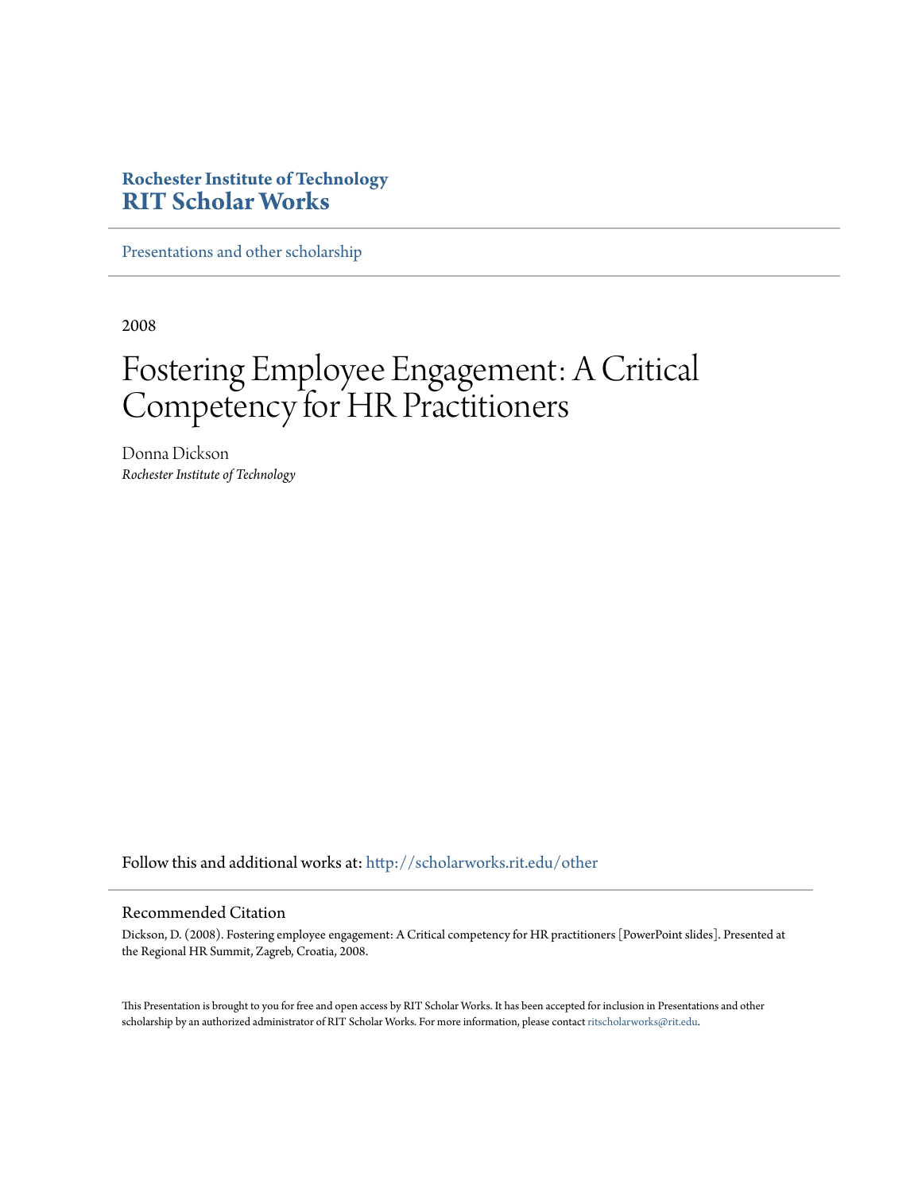**Rochester Institute of Technology**
**RIT Scholar Works**

Presentations and other scholarship

2008

# Fostering Employee Engagement: A Critical Competency for HR Practitioners

Donna Dickson
*Rochester Institute of Technology*

Follow this and additional works at: http://scholarworks.rit.edu/other

## Recommended Citation

Dickson, D. (2008). Fostering employee engagement: A Critical competency for HR practitioners [PowerPoint slides]. Presented at the Regional HR Summit, Zagreb, Croatia, 2008.

This Presentation is brought to you for free and open access by RIT Scholar Works. It has been accepted for inclusion in Presentations and other scholarship by an authorized administrator of RIT Scholar Works. For more information, please contact ritscholarworks@rit.edu.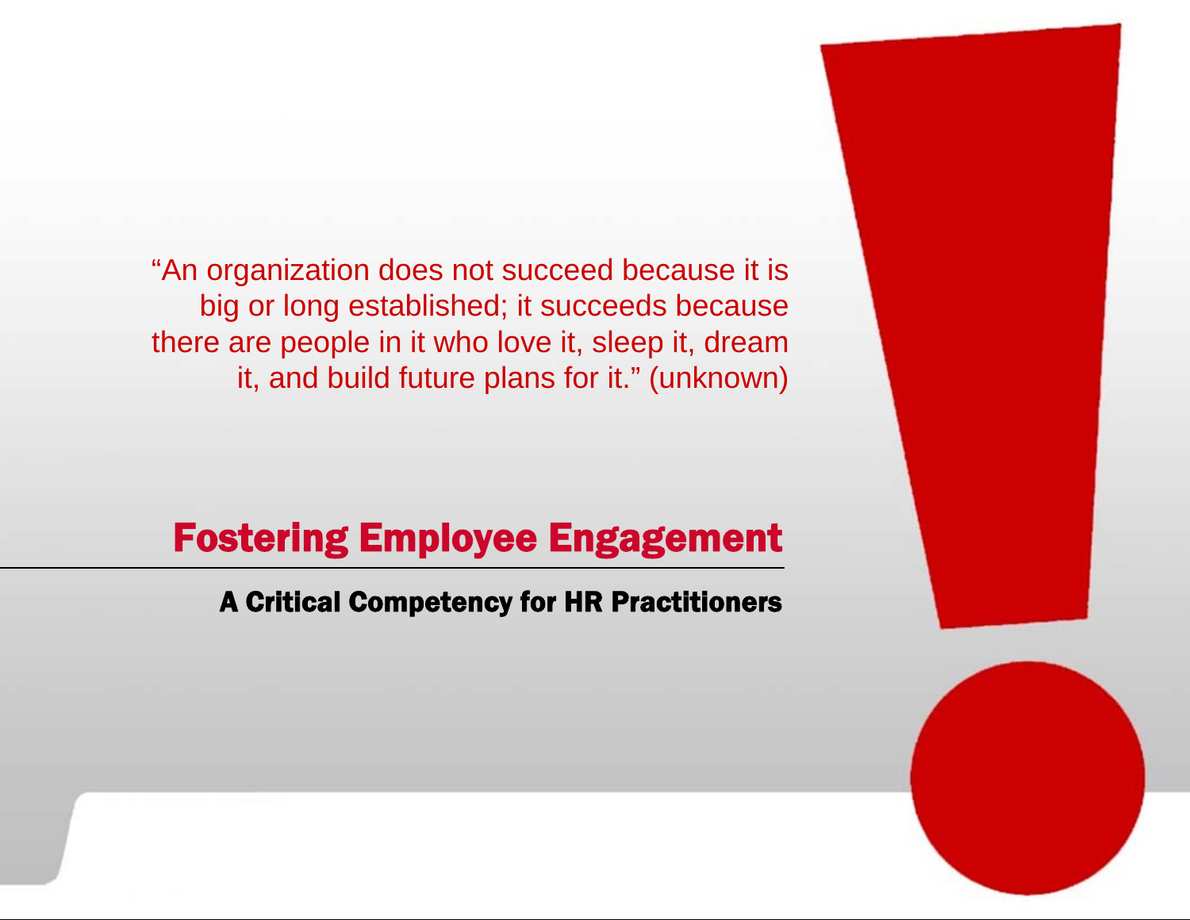"An organization does not succeed because it is big or long established; it succeeds because there are people in it who love it, sleep it, dream it, and build future plans for it." (unknown)

# Fostering Employee Engagement

## A Critical Competency for HR Practitioners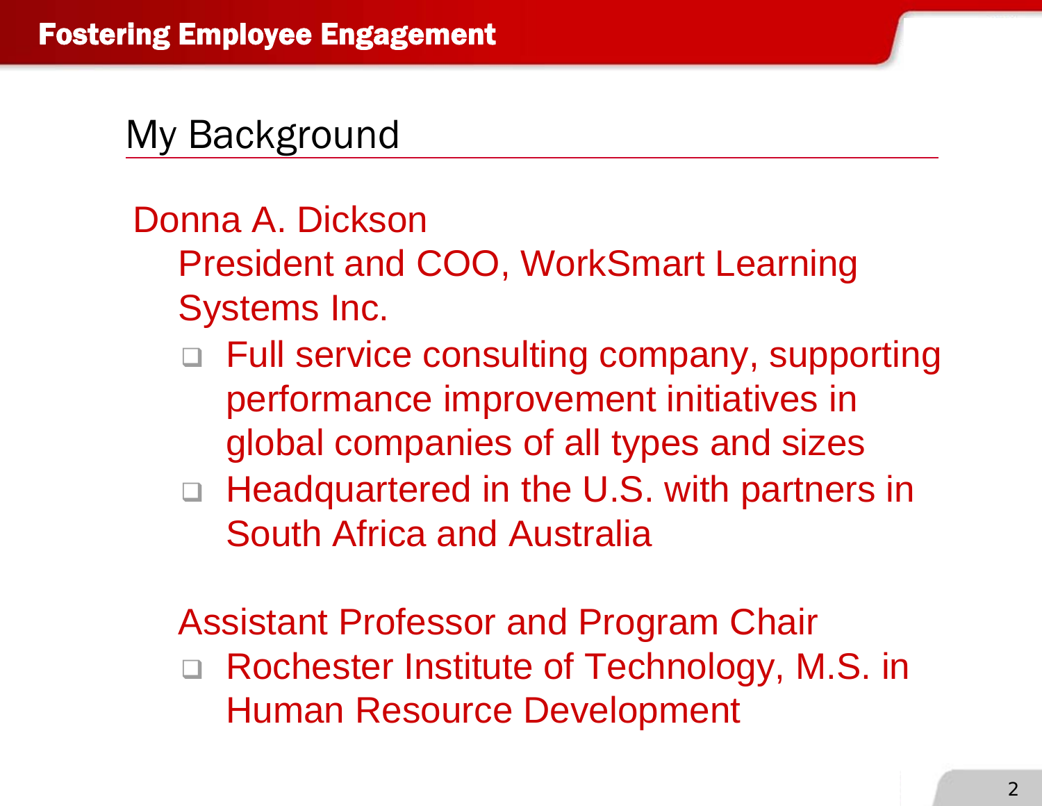## My Background

Donna A. Dickson

President and COO, WorkSmart Learning Systems Inc.

- Full service consulting company, supporting performance improvement initiatives in global companies of all types and sizes
- Headquartered in the U.S. with partners in South Africa and Australia

Assistant Professor and Program Chair

- Rochester Institute of Technology, M.S. in Human Resource Development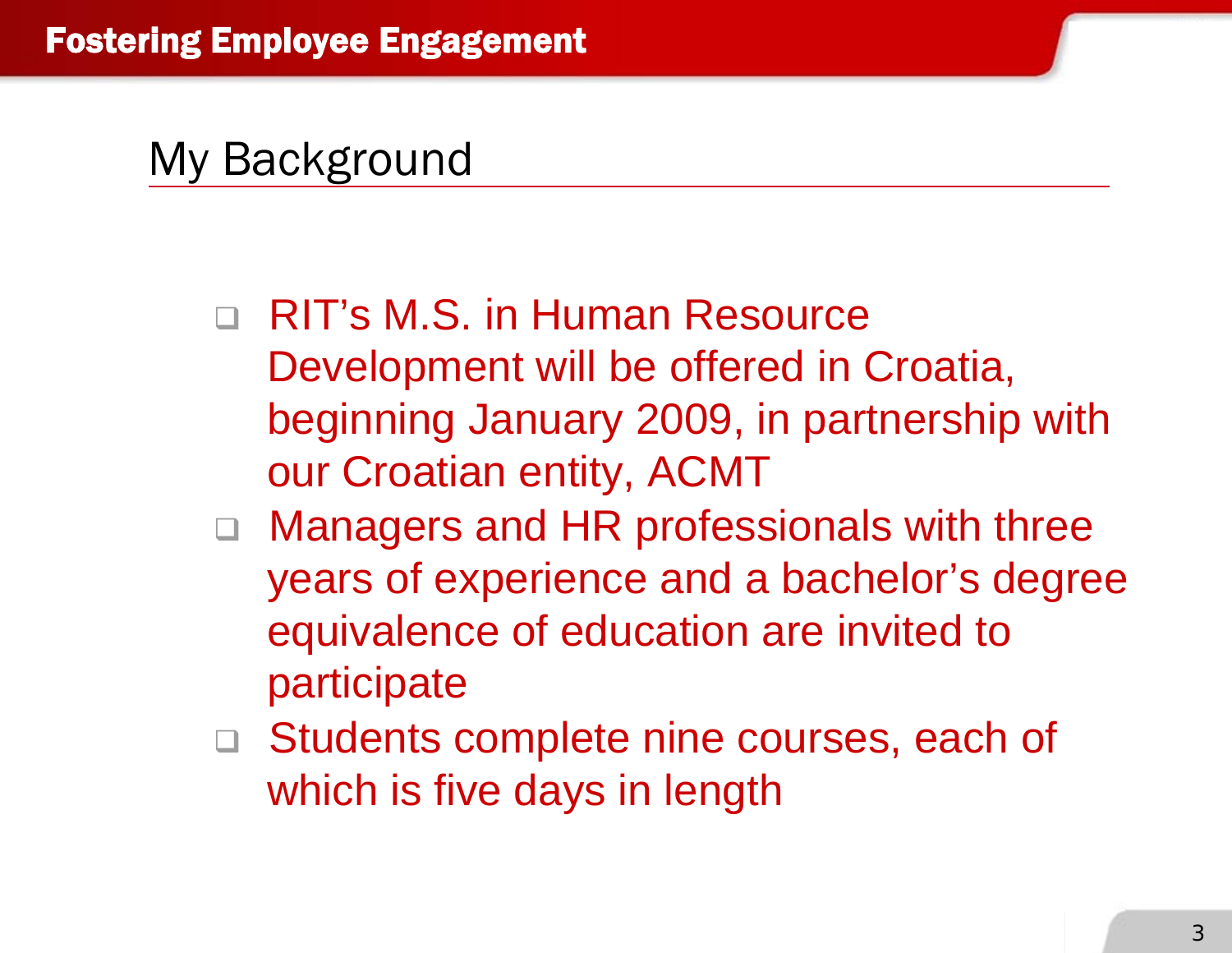## My Background

- RIT's M.S. in Human Resource Development will be offered in Croatia, beginning January 2009, in partnership with our Croatian entity, ACMT
- Managers and HR professionals with three years of experience and a bachelor's degree equivalence of education are invited to participate
- Students complete nine courses, each of which is five days in length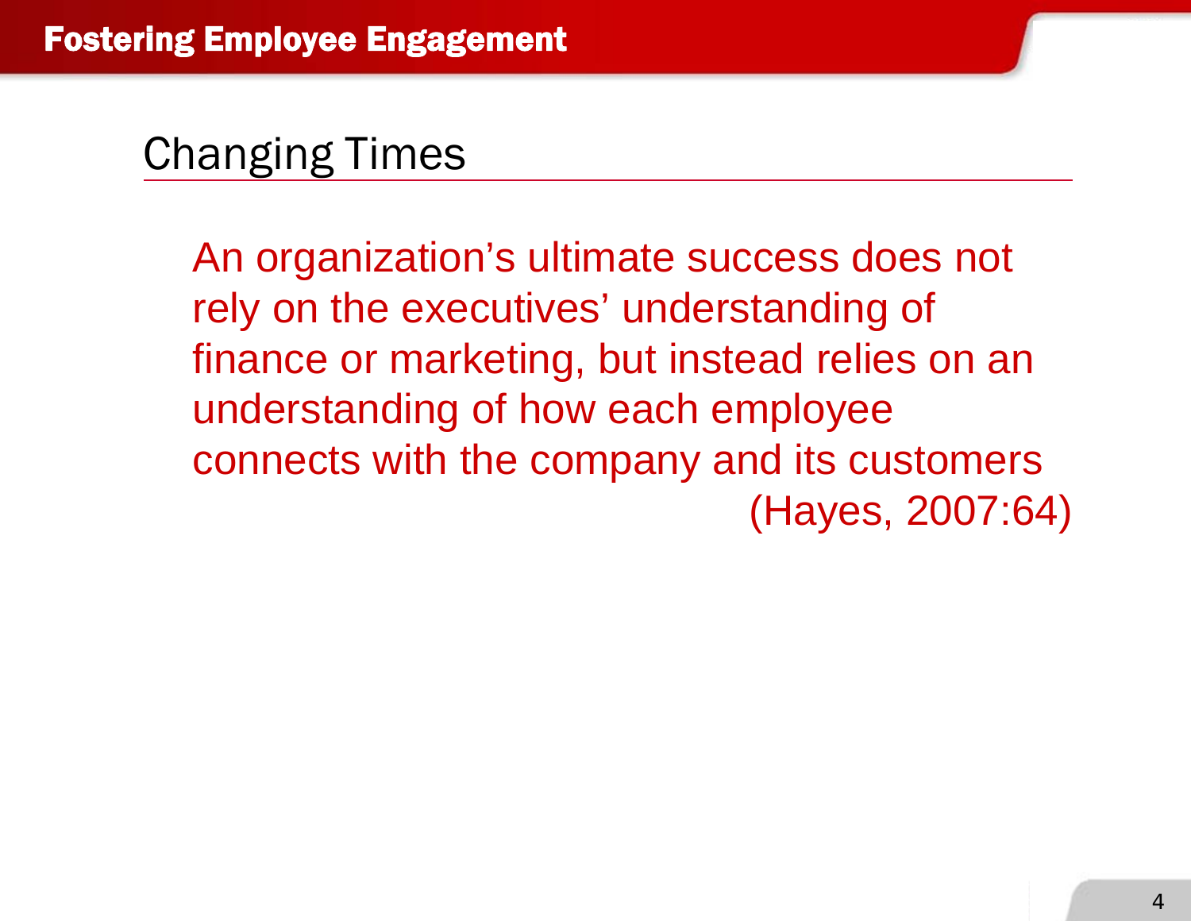# Fostering Employee Engagement

## Changing Times

An organization's ultimate success does not rely on the executives' understanding of finance or marketing, but instead relies on an understanding of how each employee connects with the company and its customers

(Hayes, 2007:64)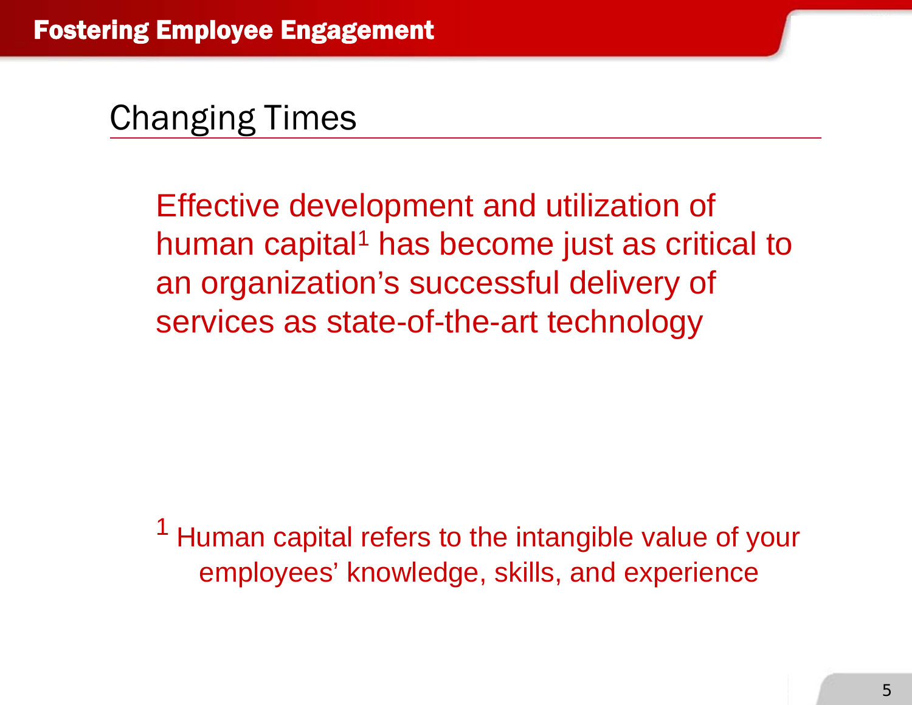## Changing Times

Effective development and utilization of human capital[1] has become just as critical to an organization's successful delivery of services as state-of-the-art technology

[1] Human capital refers to the intangible value of your employees' knowledge, skills, and experience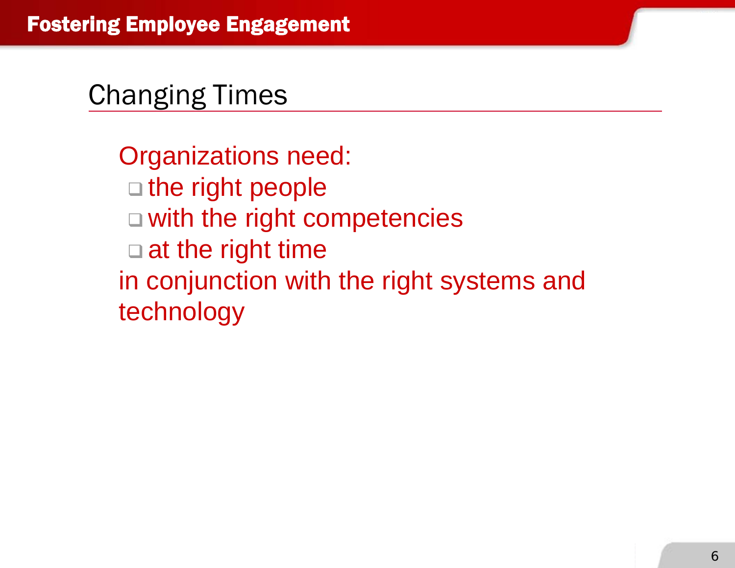## Changing Times

Organizations need:

- the right people
- with the right competencies
- at the right time

in conjunction with the right systems and technology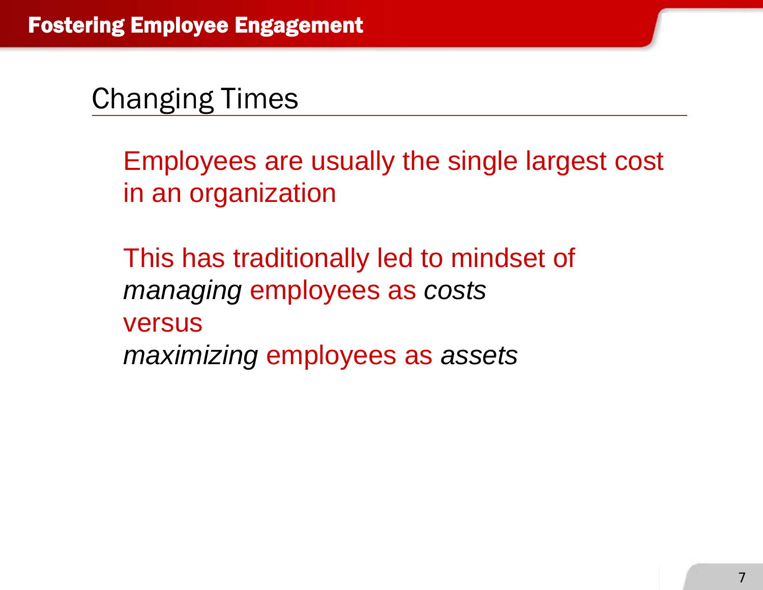## Changing Times

Employees are usually the single largest cost in an organization

This has traditionally led to mindset of
*managing* employees as *costs*
versus
*maximizing* employees as *assets*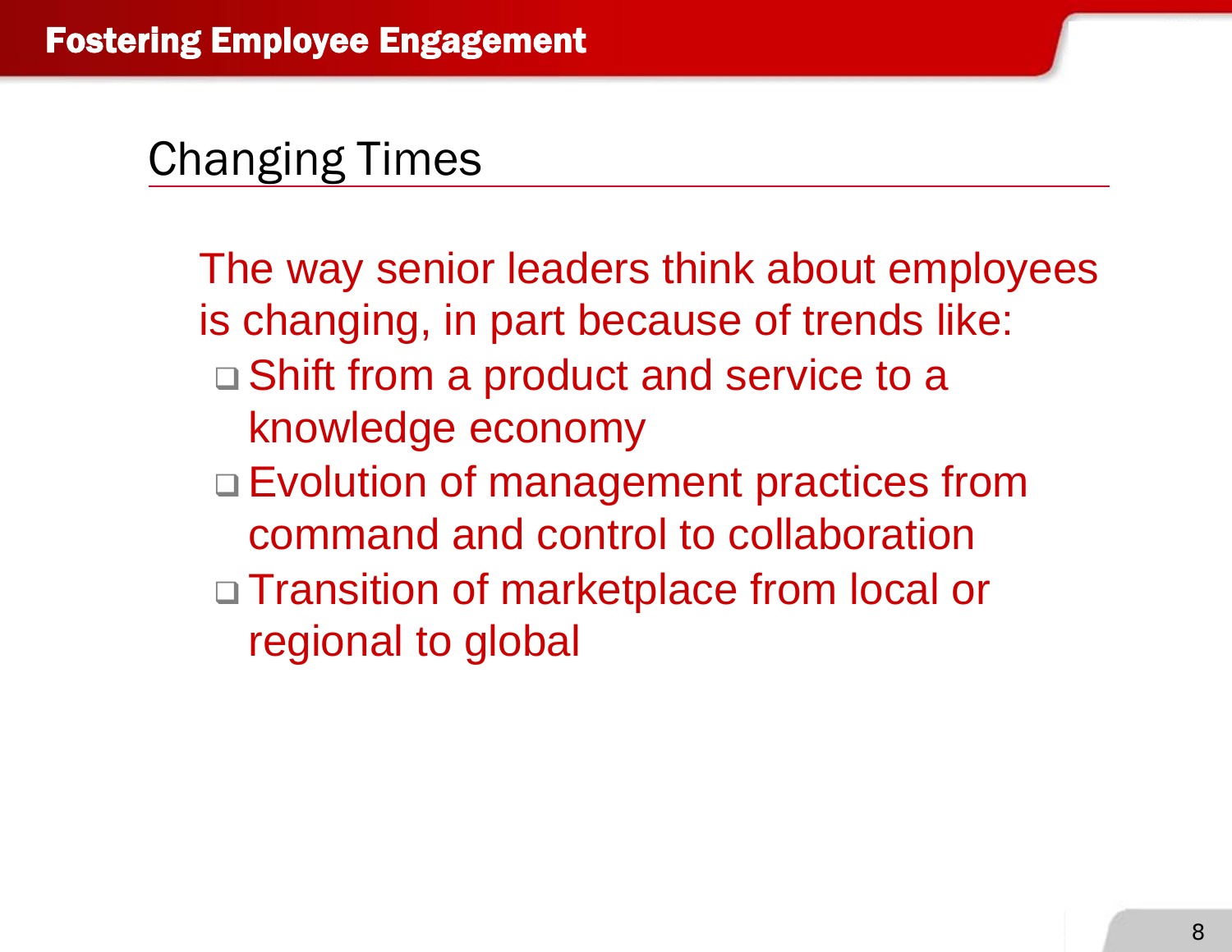## Changing Times

The way senior leaders think about employees is changing, in part because of trends like:

- Shift from a product and service to a knowledge economy
- Evolution of management practices from command and control to collaboration
- Transition of marketplace from local or regional to global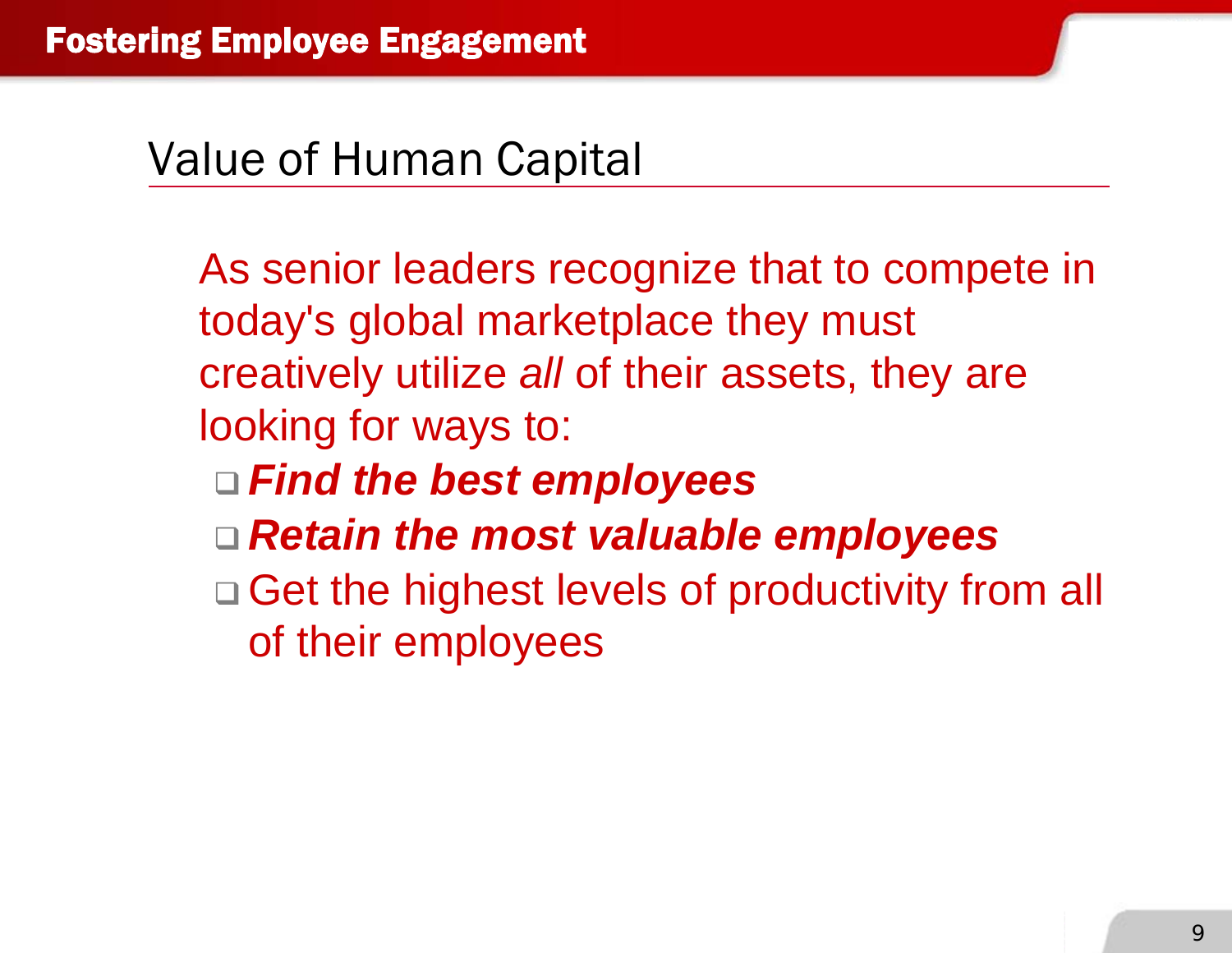## Value of Human Capital

As senior leaders recognize that to compete in today's global marketplace they must creatively utilize *all* of their assets, they are looking for ways to:

- ***Find the best employees***
- ***Retain the most valuable employees***
- Get the highest levels of productivity from all of their employees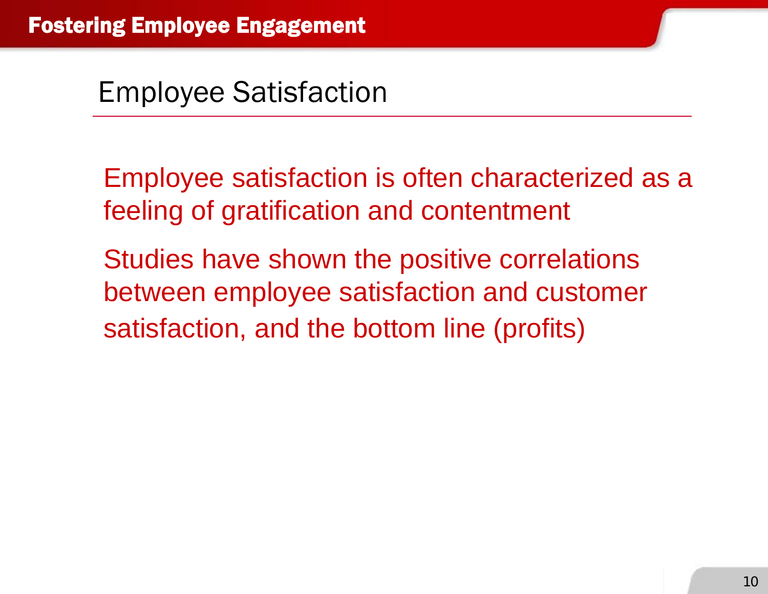## Employee Satisfaction

Employee satisfaction is often characterized as a feeling of gratification and contentment

Studies have shown the positive correlations between employee satisfaction and customer satisfaction, and the bottom line (profits)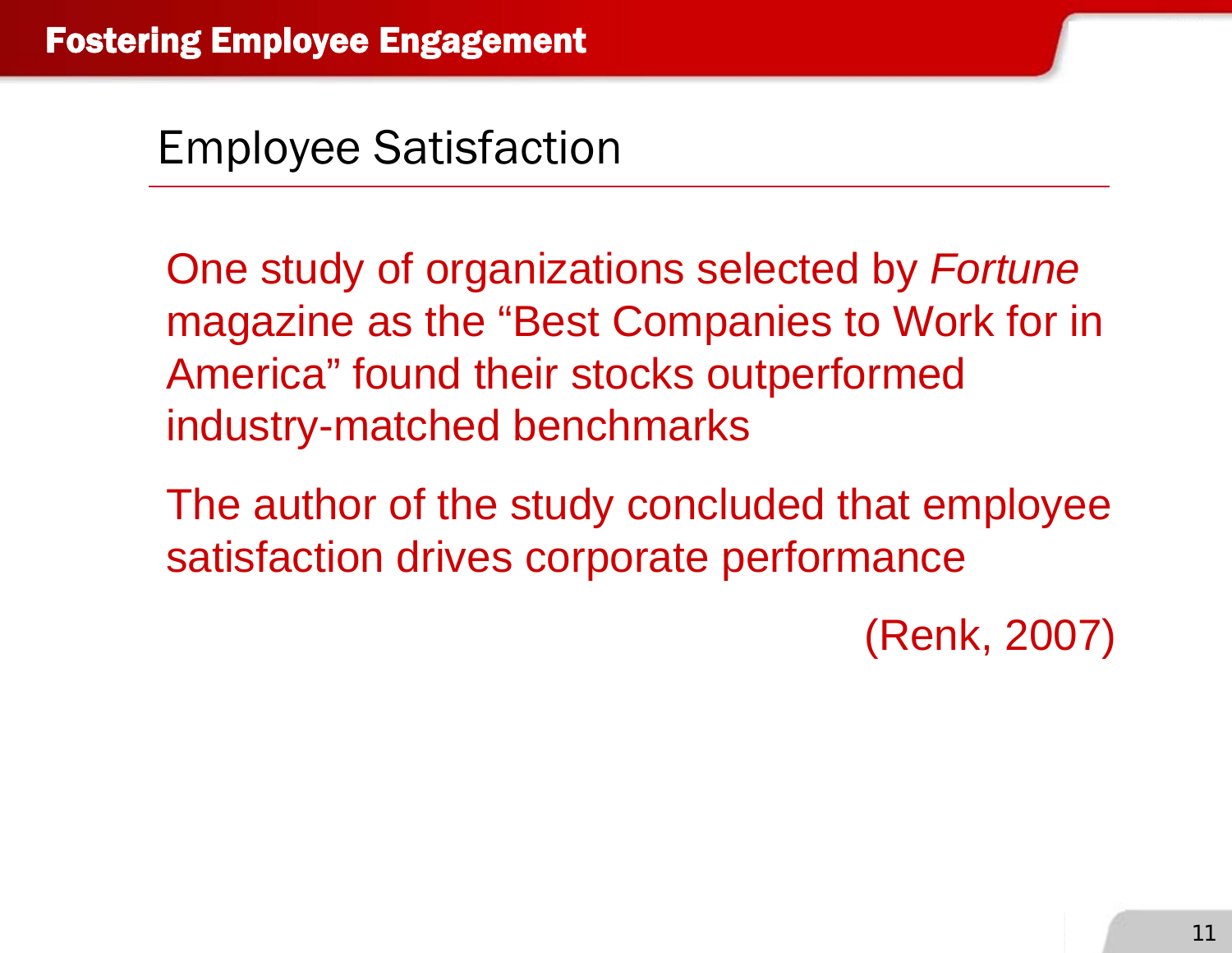## Employee Satisfaction

One study of organizations selected by *Fortune* magazine as the "Best Companies to Work for in America" found their stocks outperformed industry-matched benchmarks

The author of the study concluded that employee satisfaction drives corporate performance

(Renk, 2007)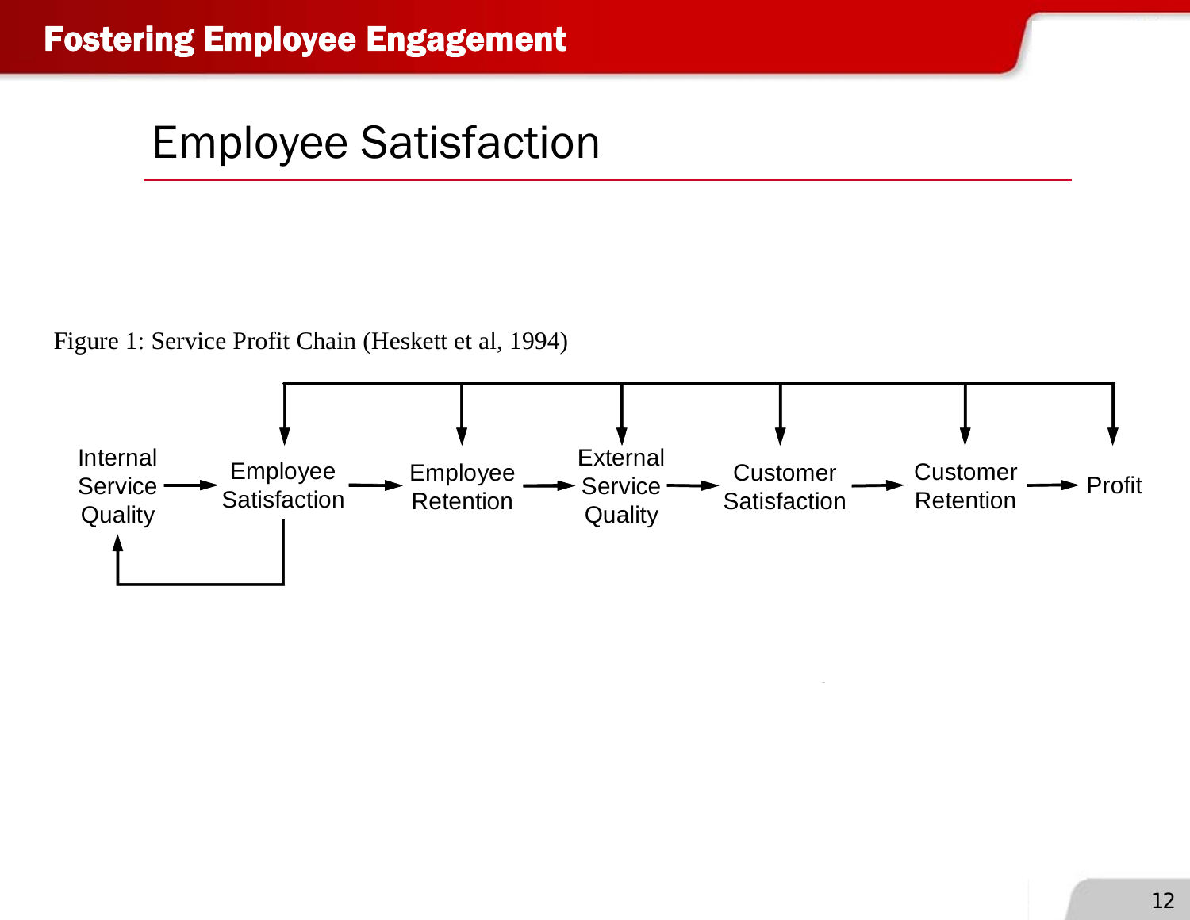# Employee Satisfaction

Figure 1: Service Profit Chain (Heskett et al, 1994)

Internal Service Quality → Employee Satisfaction → Employee Retention → External Service Quality → Customer Satisfaction → Customer Retention → Profit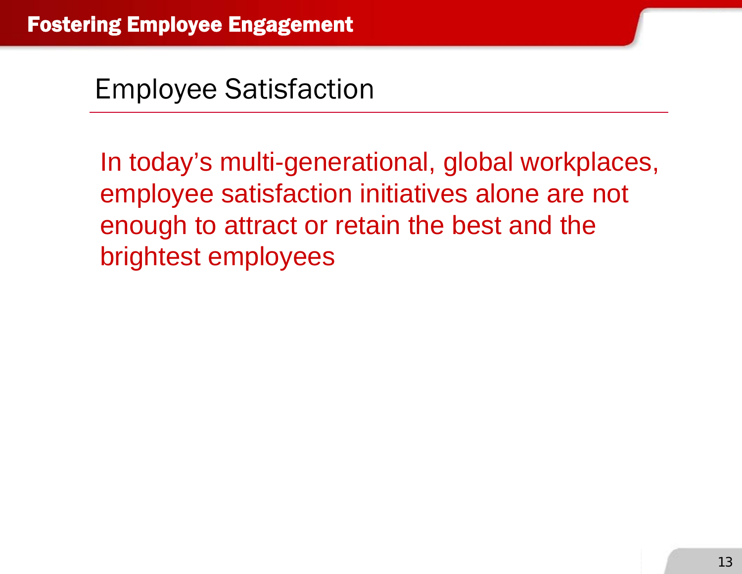# Fostering Employee Engagement

## Employee Satisfaction

In today's multi-generational, global workplaces, employee satisfaction initiatives alone are not enough to attract or retain the best and the brightest employees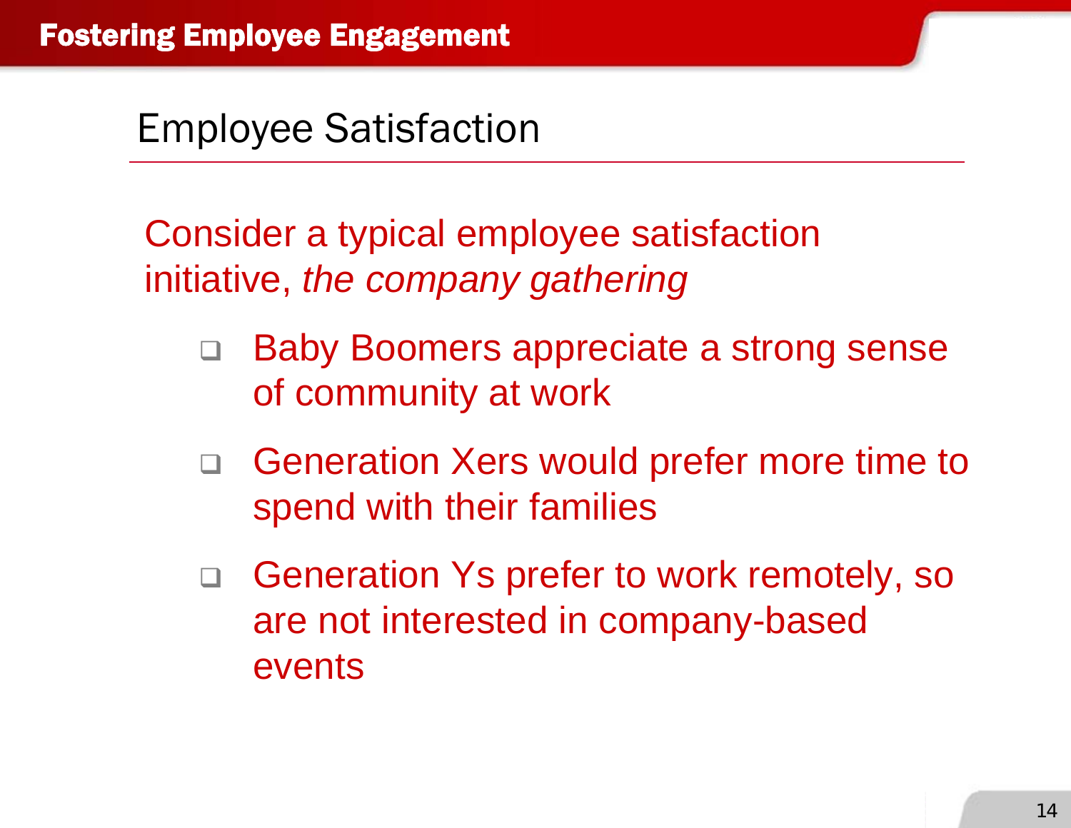## Employee Satisfaction

Consider a typical employee satisfaction initiative, *the company gathering*

- Baby Boomers appreciate a strong sense of community at work
- Generation Xers would prefer more time to spend with their families
- Generation Ys prefer to work remotely, so are not interested in company-based events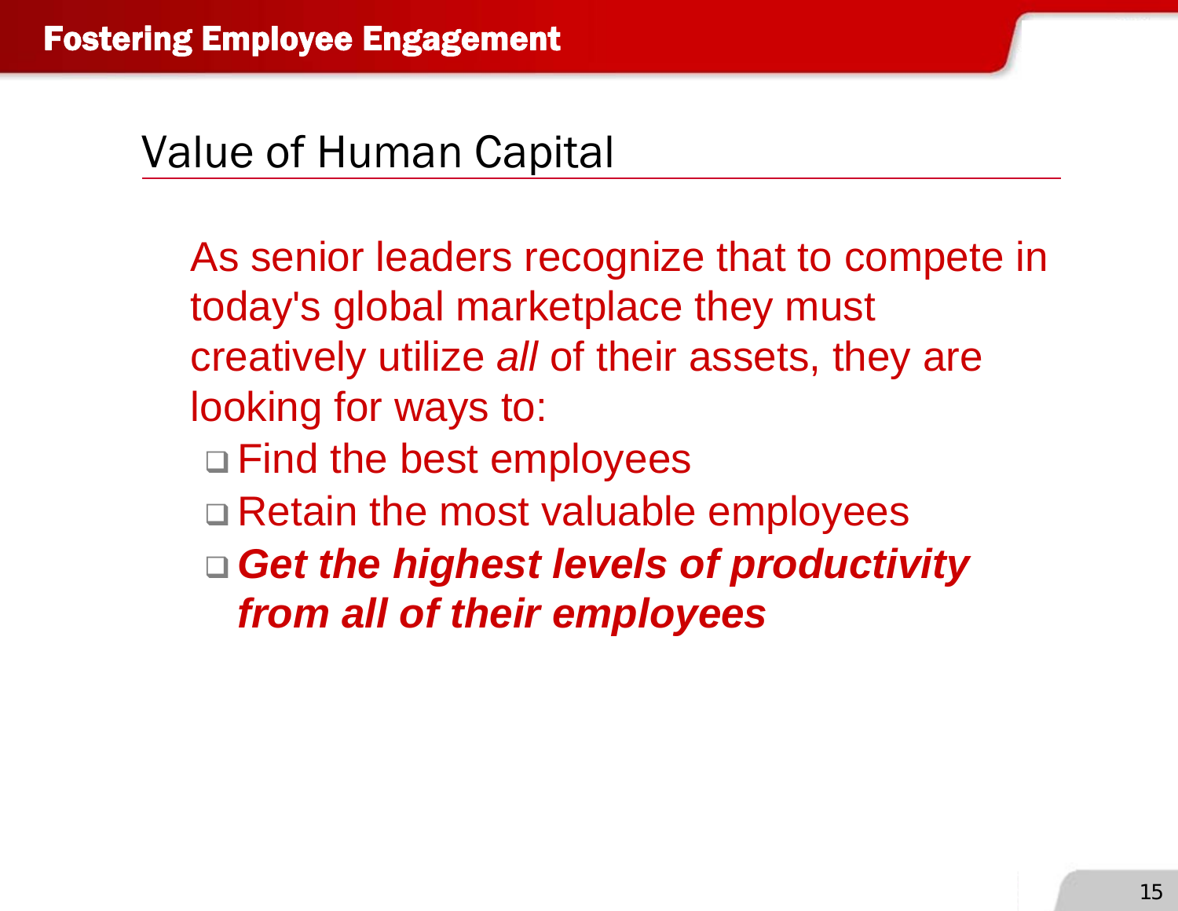# Fostering Employee Engagement

## Value of Human Capital

As senior leaders recognize that to compete in today's global marketplace they must creatively utilize *all* of their assets, they are looking for ways to:

- Find the best employees
- Retain the most valuable employees
- ***Get the highest levels of productivity from all of their employees***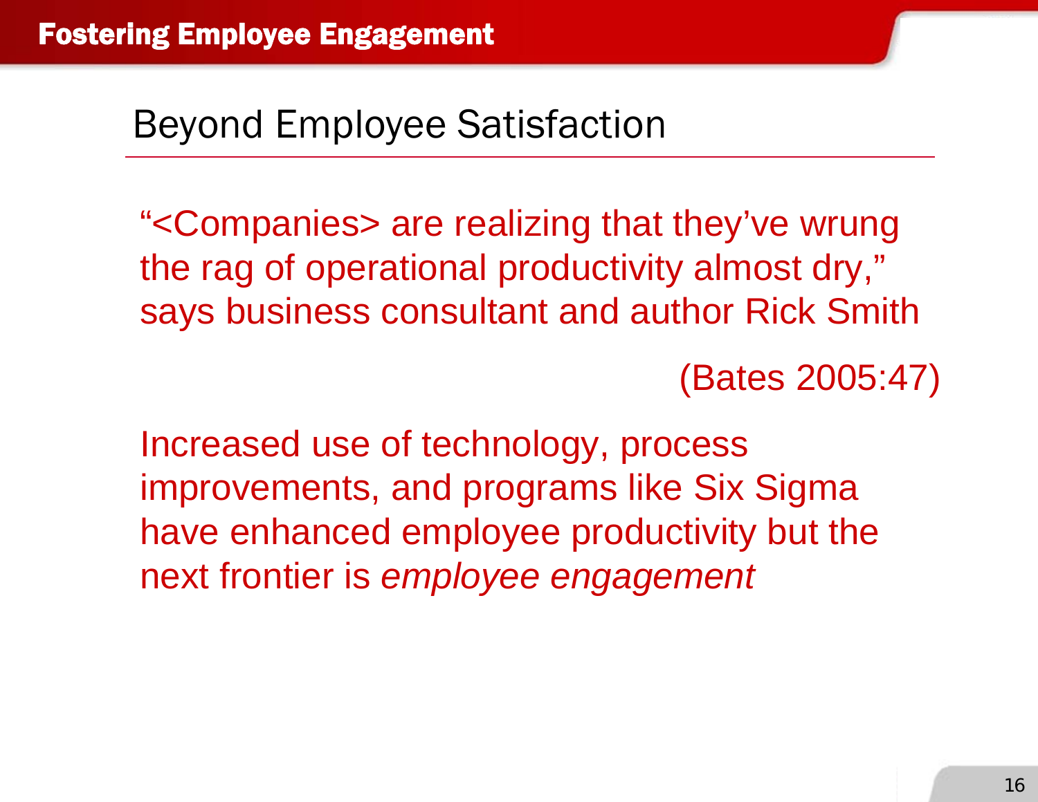# Beyond Employee Satisfaction

"<Companies> are realizing that they've wrung the rag of operational productivity almost dry," says business consultant and author Rick Smith

(Bates 2005:47)

Increased use of technology, process improvements, and programs like Six Sigma have enhanced employee productivity but the next frontier is *employee engagement*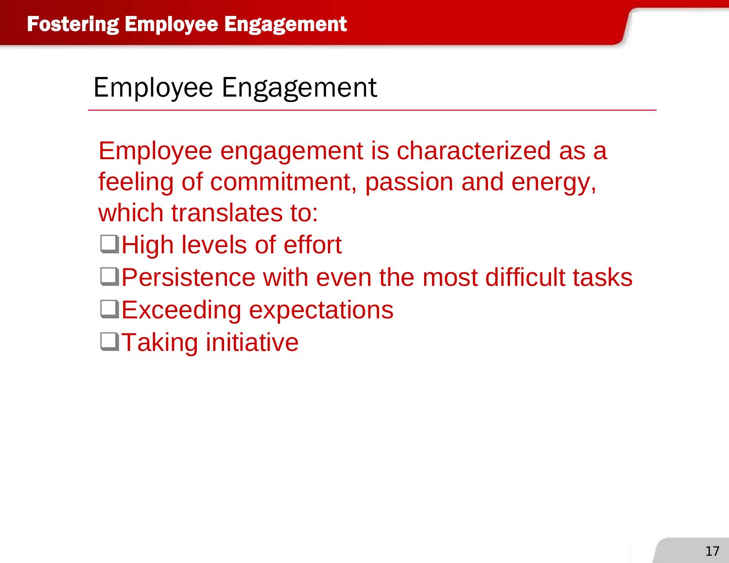# Fostering Employee Engagement

## Employee Engagement

Employee engagement is characterized as a feeling of commitment, passion and energy, which translates to:

- ❑ High levels of effort
- ❑ Persistence with even the most difficult tasks
- ❑ Exceeding expectations
- ❑ Taking initiative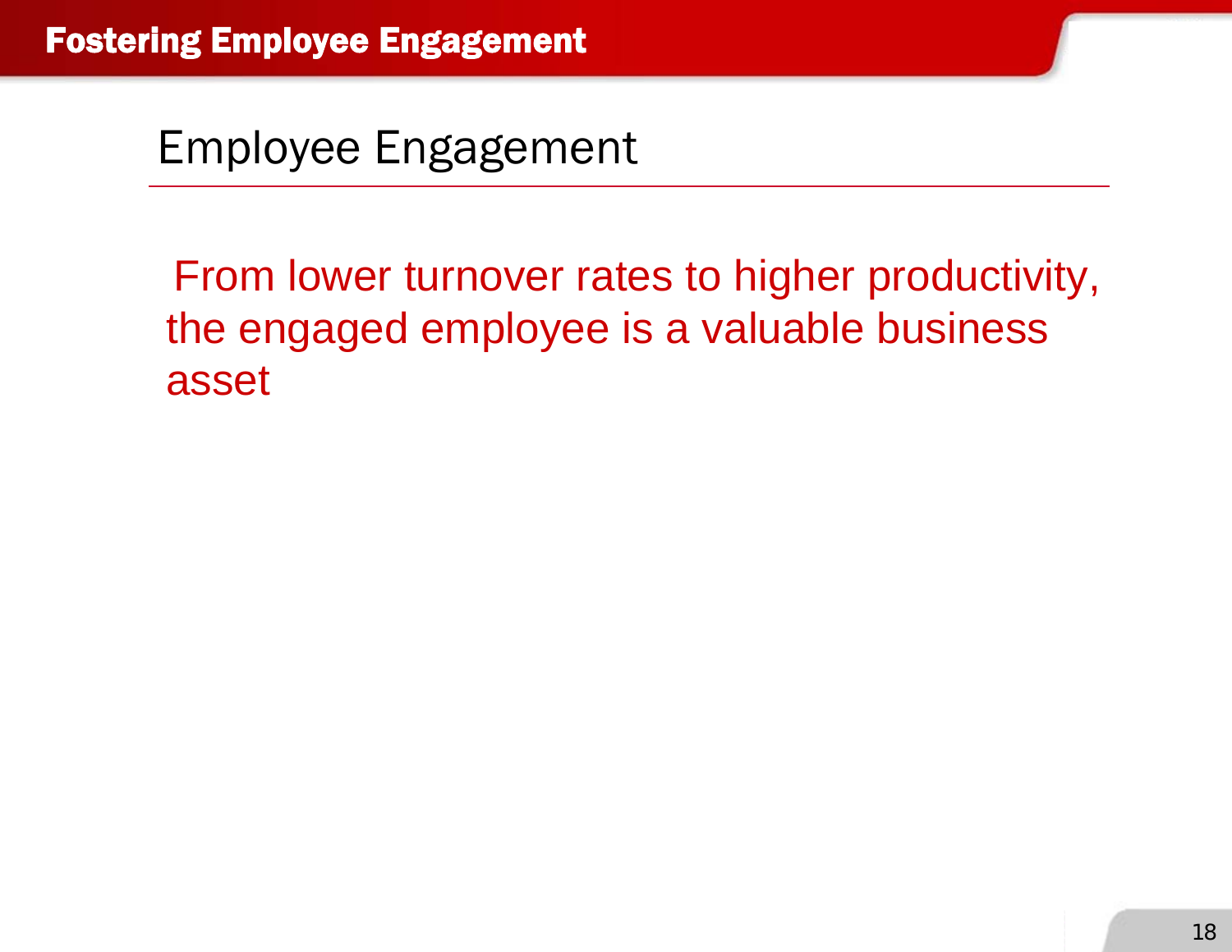# Fostering Employee Engagement

## Employee Engagement

From lower turnover rates to higher productivity, the engaged employee is a valuable business asset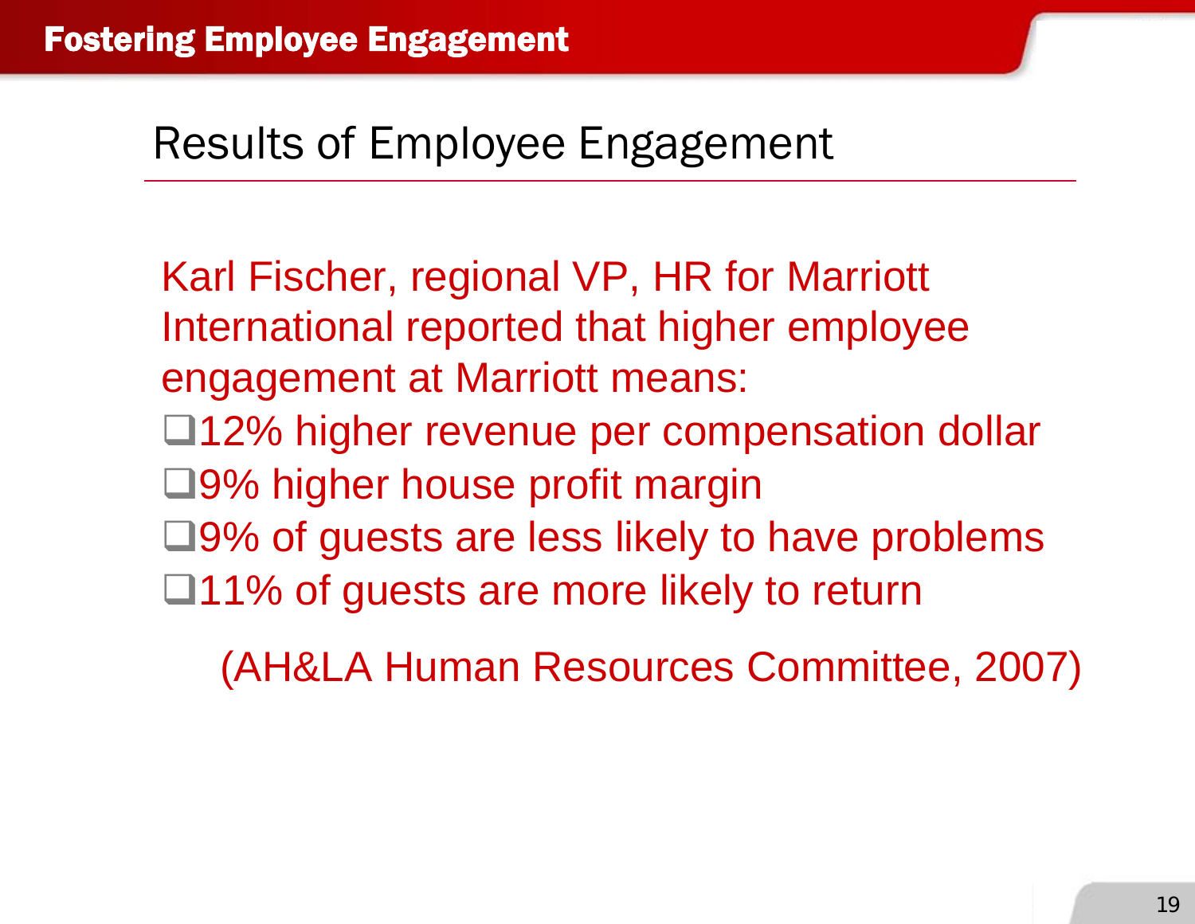## Results of Employee Engagement

Karl Fischer, regional VP, HR for Marriott International reported that higher employee engagement at Marriott means:

- 12% higher revenue per compensation dollar
- 9% higher house profit margin
- 9% of guests are less likely to have problems
- 11% of guests are more likely to return

(AH&LA Human Resources Committee, 2007)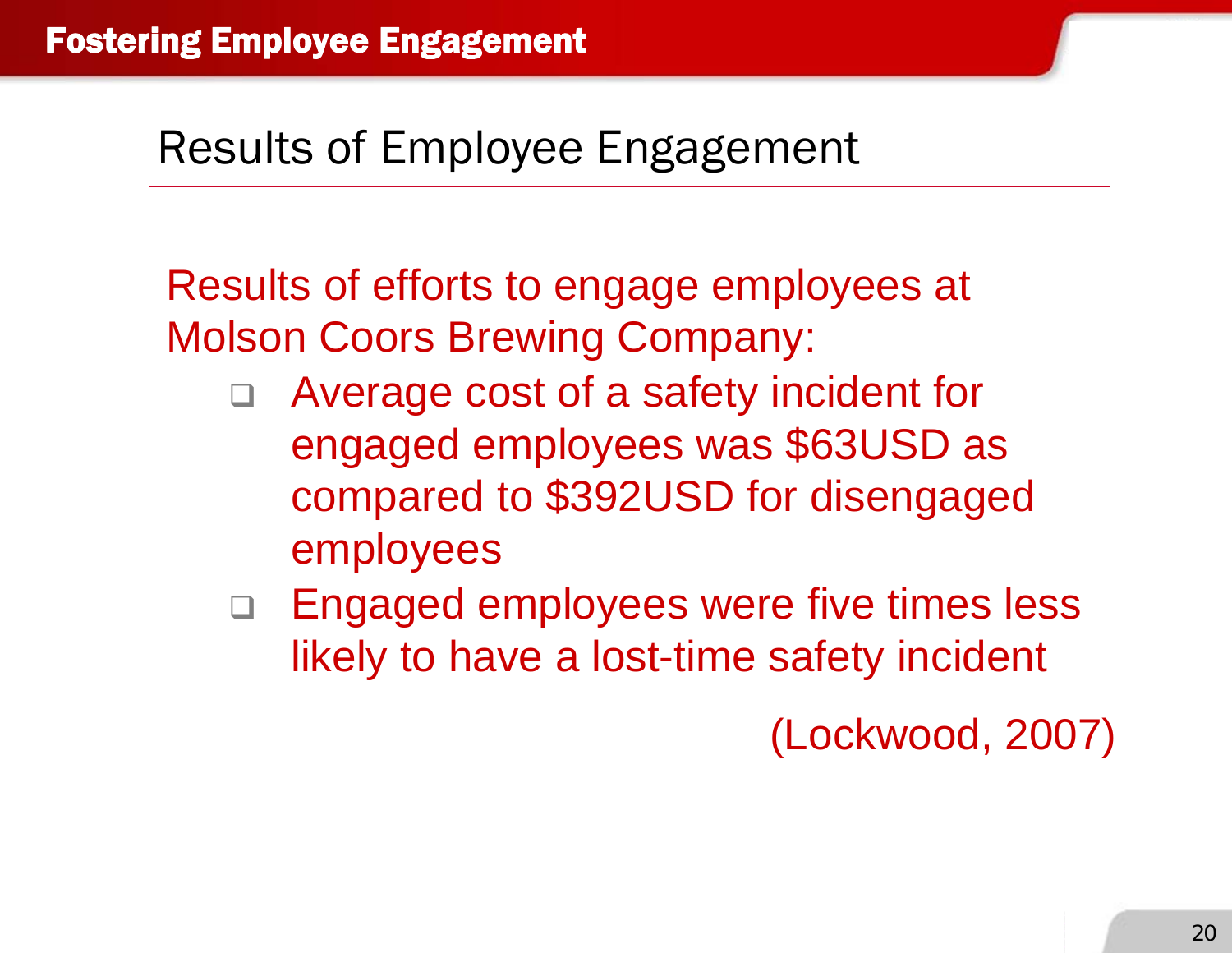## Results of Employee Engagement

Results of efforts to engage employees at Molson Coors Brewing Company:

- Average cost of a safety incident for engaged employees was $63USD as compared to $392USD for disengaged employees
- Engaged employees were five times less likely to have a lost-time safety incident

(Lockwood, 2007)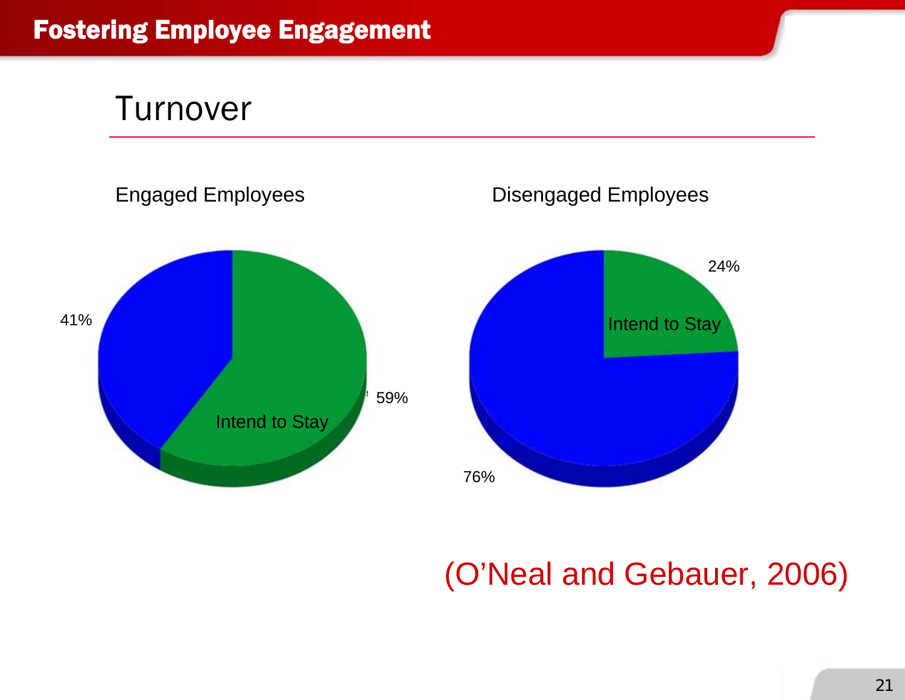# Turnover

Engaged Employees

41%

Intend to Stay

59%

Disengaged Employees

24%

Intend to Stay

76%

(O'Neal and Gebauer, 2006)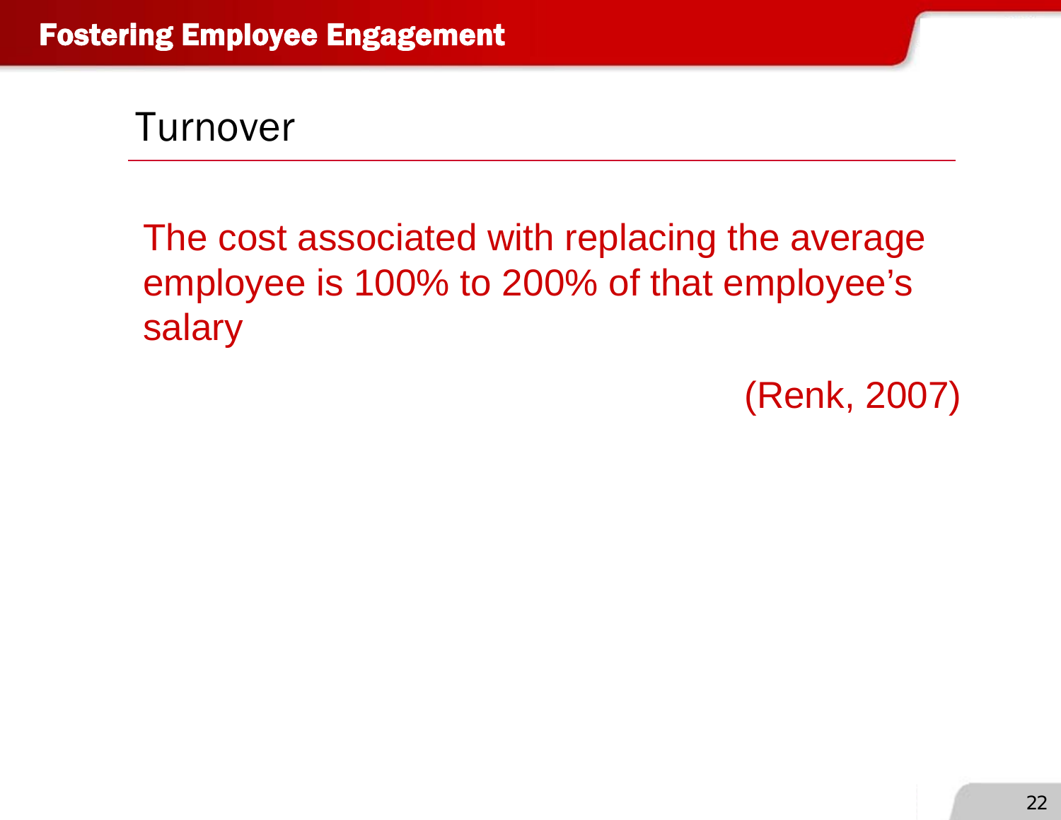## Turnover

The cost associated with replacing the average employee is 100% to 200% of that employee's salary

(Renk, 2007)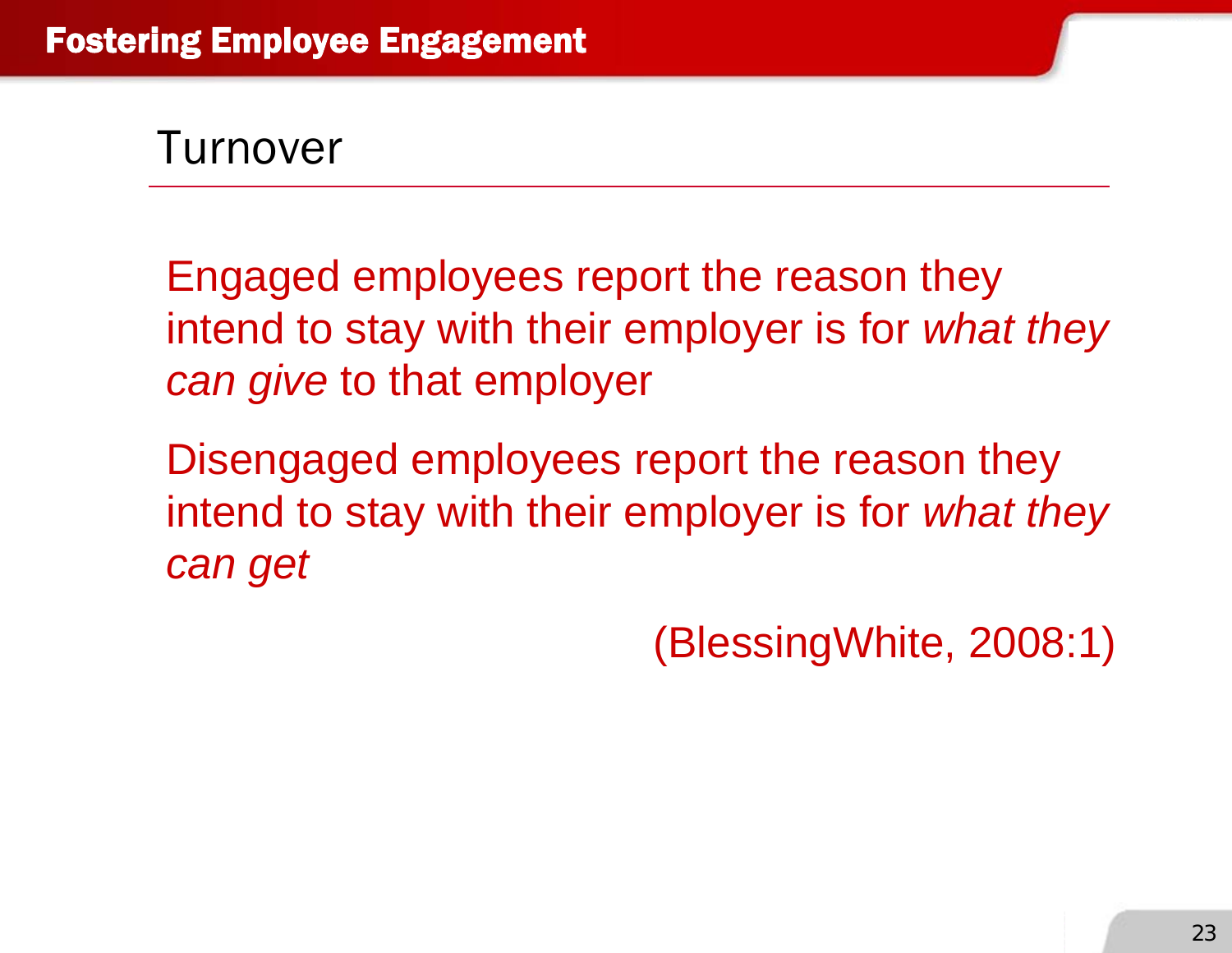## Turnover

Engaged employees report the reason they intend to stay with their employer is for *what they can give* to that employer

Disengaged employees report the reason they intend to stay with their employer is for *what they can get*

(BlessingWhite, 2008:1)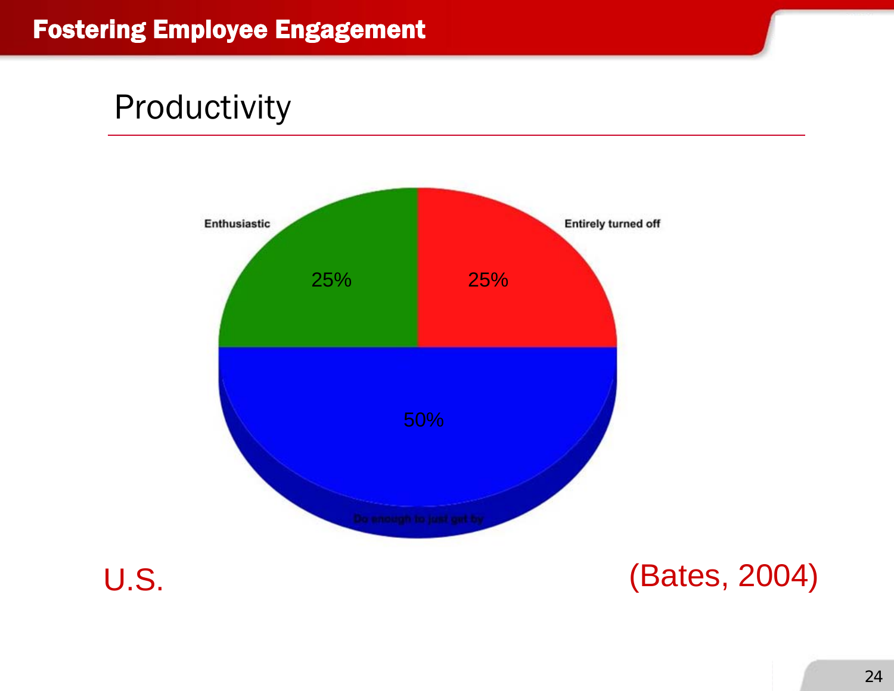# Fostering Employee Engagement

## Productivity

Enthusiastic

25%

Entirely turned off

25%

50%

Do enough to just get by

U.S.

(Bates, 2004)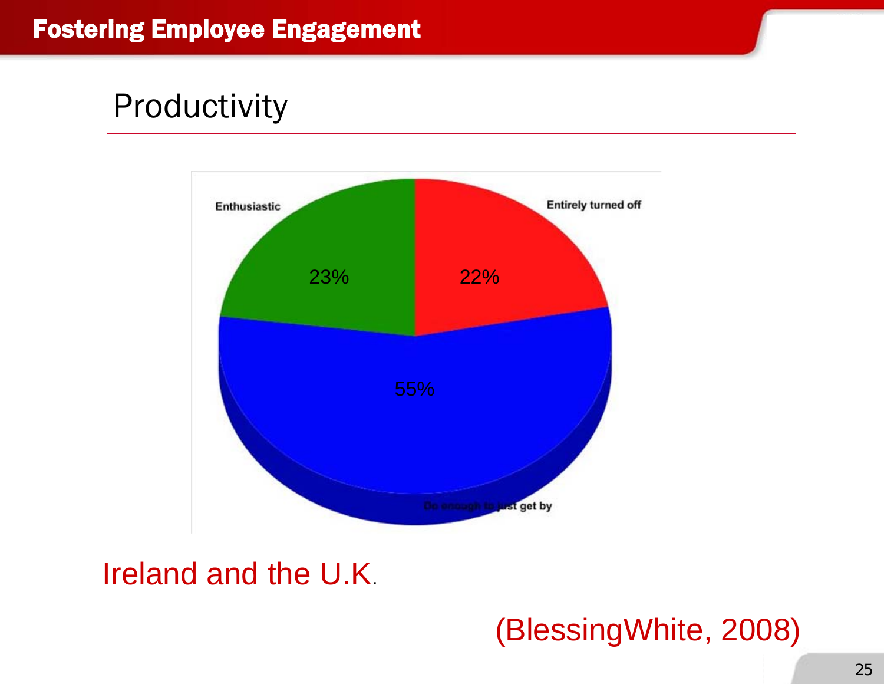## Productivity

Enthusiastic 23%

Entirely turned off 22%

Do enough to just get by 55%

Ireland and the U.K.

(BlessingWhite, 2008)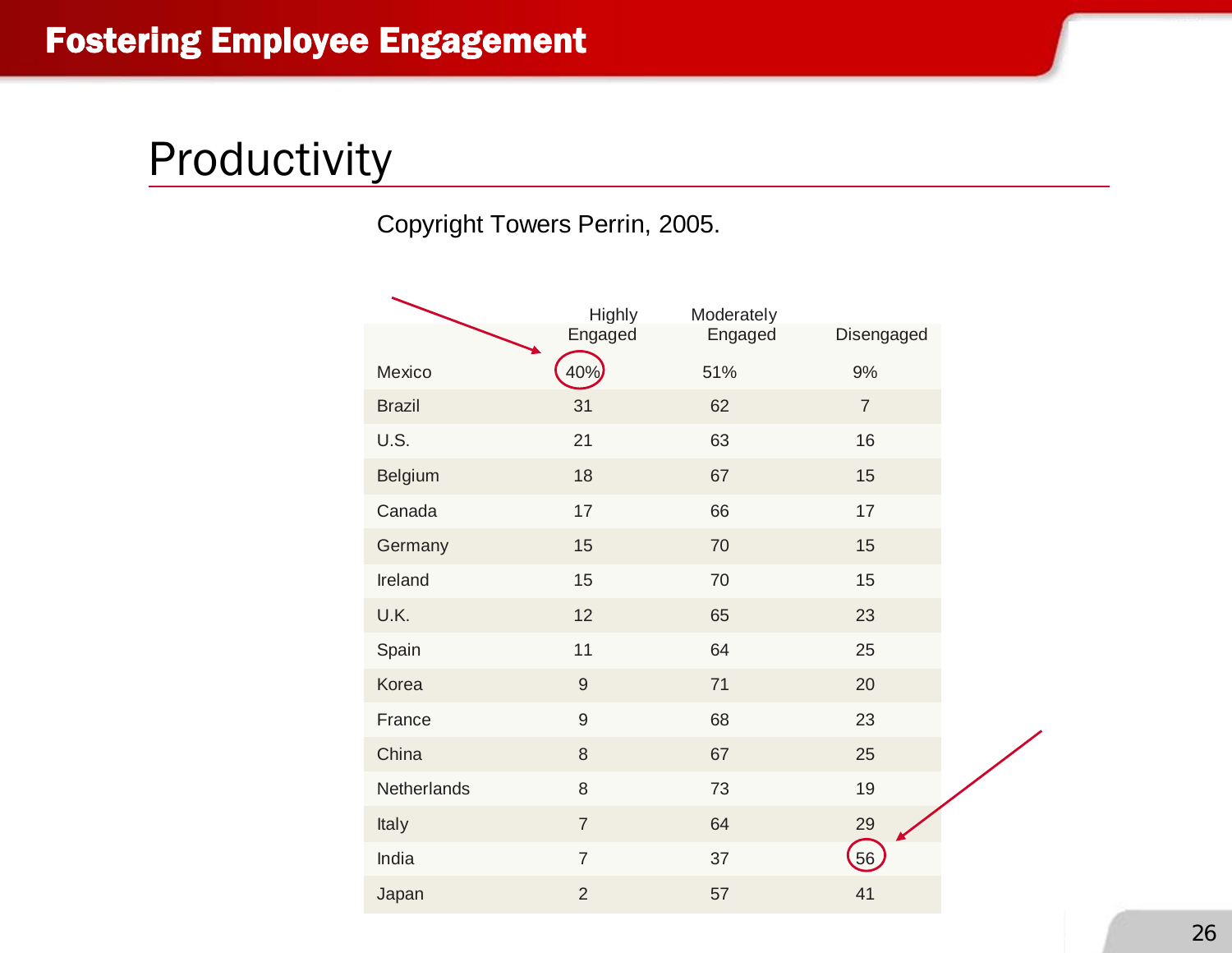# Productivity

Copyright Towers Perrin, 2005.

| | Highly Engaged | Moderately Engaged | Disengaged |
|---|---|---|---|
| Mexico | 40% | 51% | 9% |
| Brazil | 31 | 62 | 7 |
| U.S. | 21 | 63 | 16 |
| Belgium | 18 | 67 | 15 |
| Canada | 17 | 66 | 17 |
| Germany | 15 | 70 | 15 |
| Ireland | 15 | 70 | 15 |
| U.K. | 12 | 65 | 23 |
| Spain | 11 | 64 | 25 |
| Korea | 9 | 71 | 20 |
| France | 9 | 68 | 23 |
| China | 8 | 67 | 25 |
| Netherlands | 8 | 73 | 19 |
| Italy | 7 | 64 | 29 |
| India | 7 | 37 | 56 |
| Japan | 2 | 57 | 41 |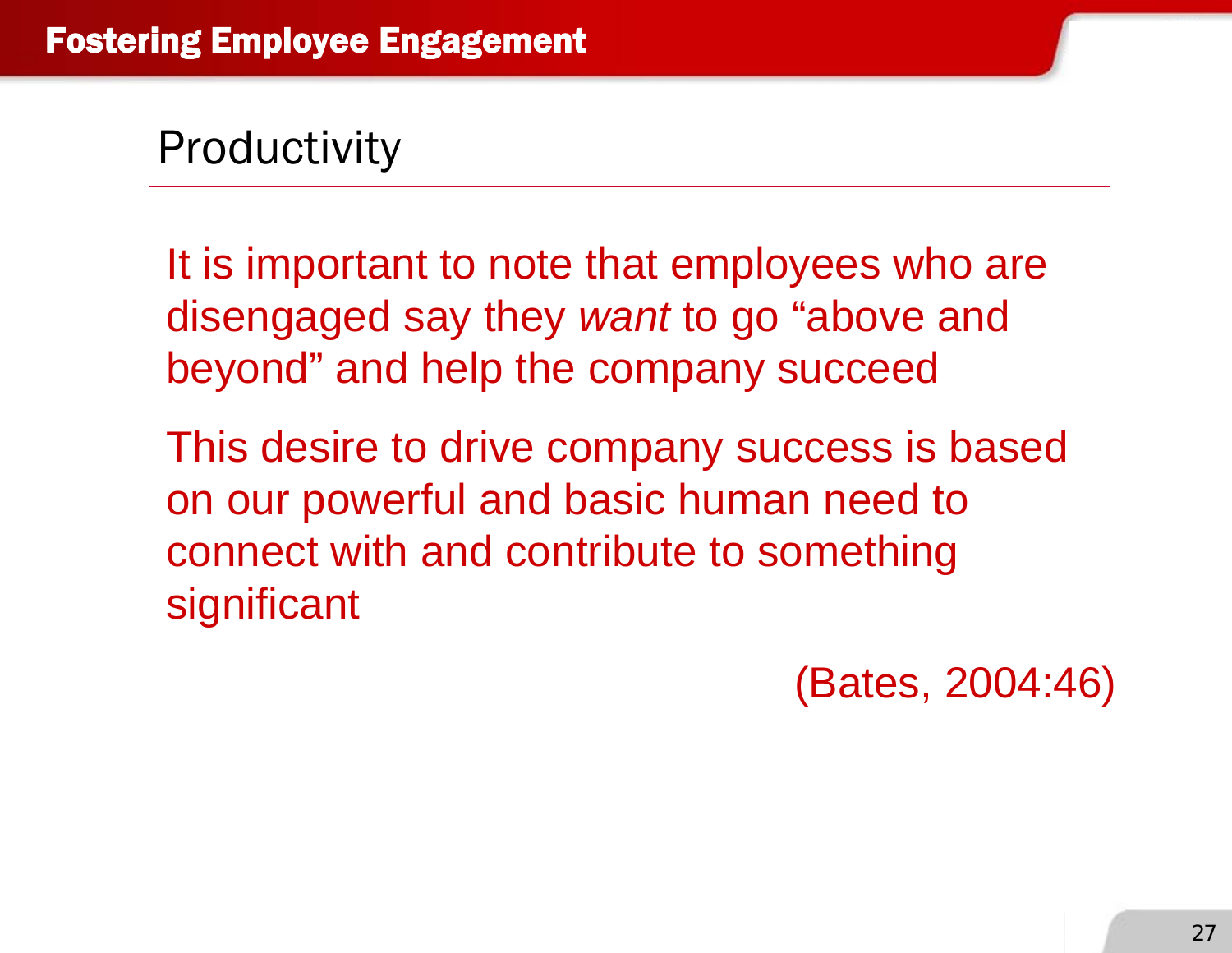# Productivity

It is important to note that employees who are disengaged say they *want* to go “above and beyond” and help the company succeed

This desire to drive company success is based on our powerful and basic human need to connect with and contribute to something significant

(Bates, 2004:46)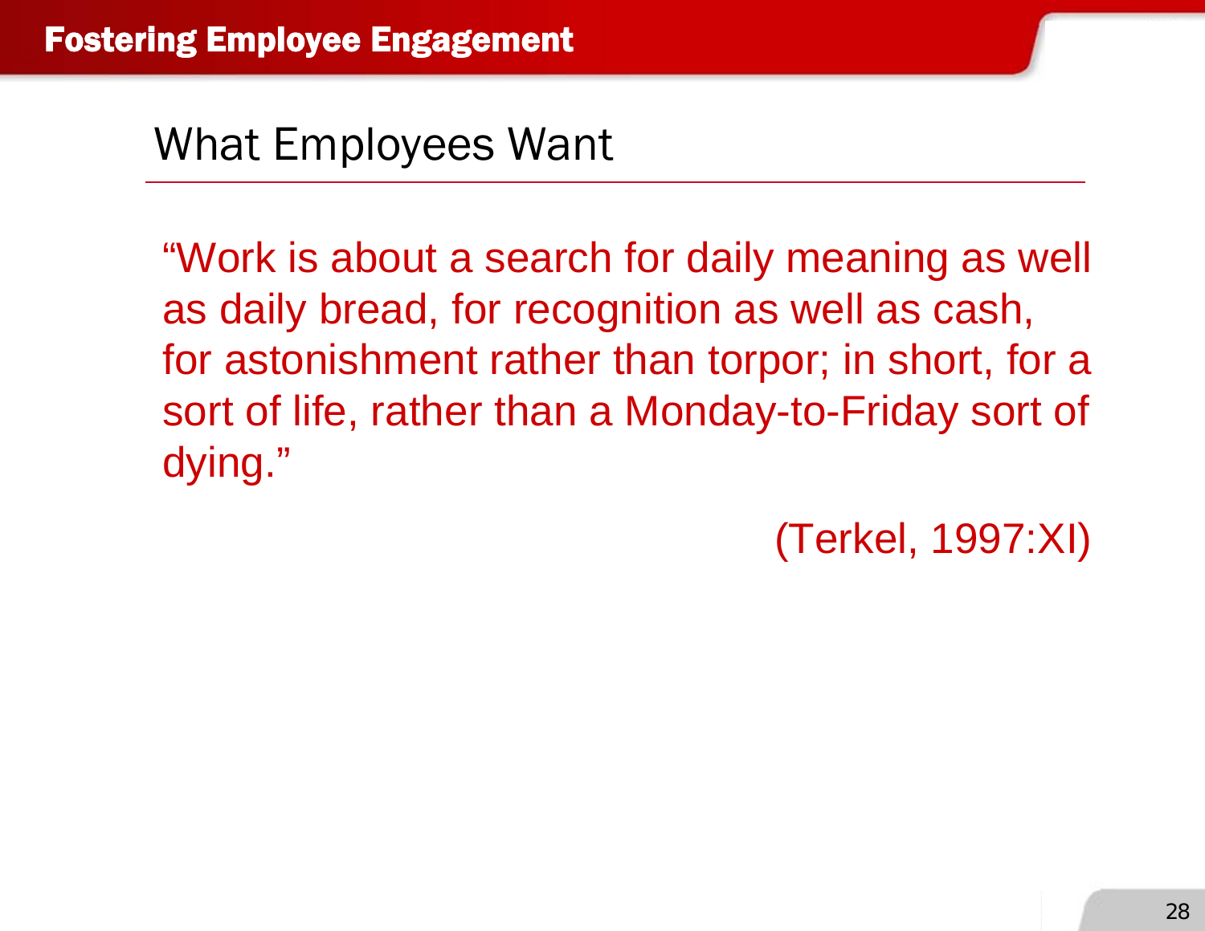# What Employees Want

"Work is about a search for daily meaning as well as daily bread, for recognition as well as cash, for astonishment rather than torpor; in short, for a sort of life, rather than a Monday-to-Friday sort of dying."

(Terkel, 1997:XI)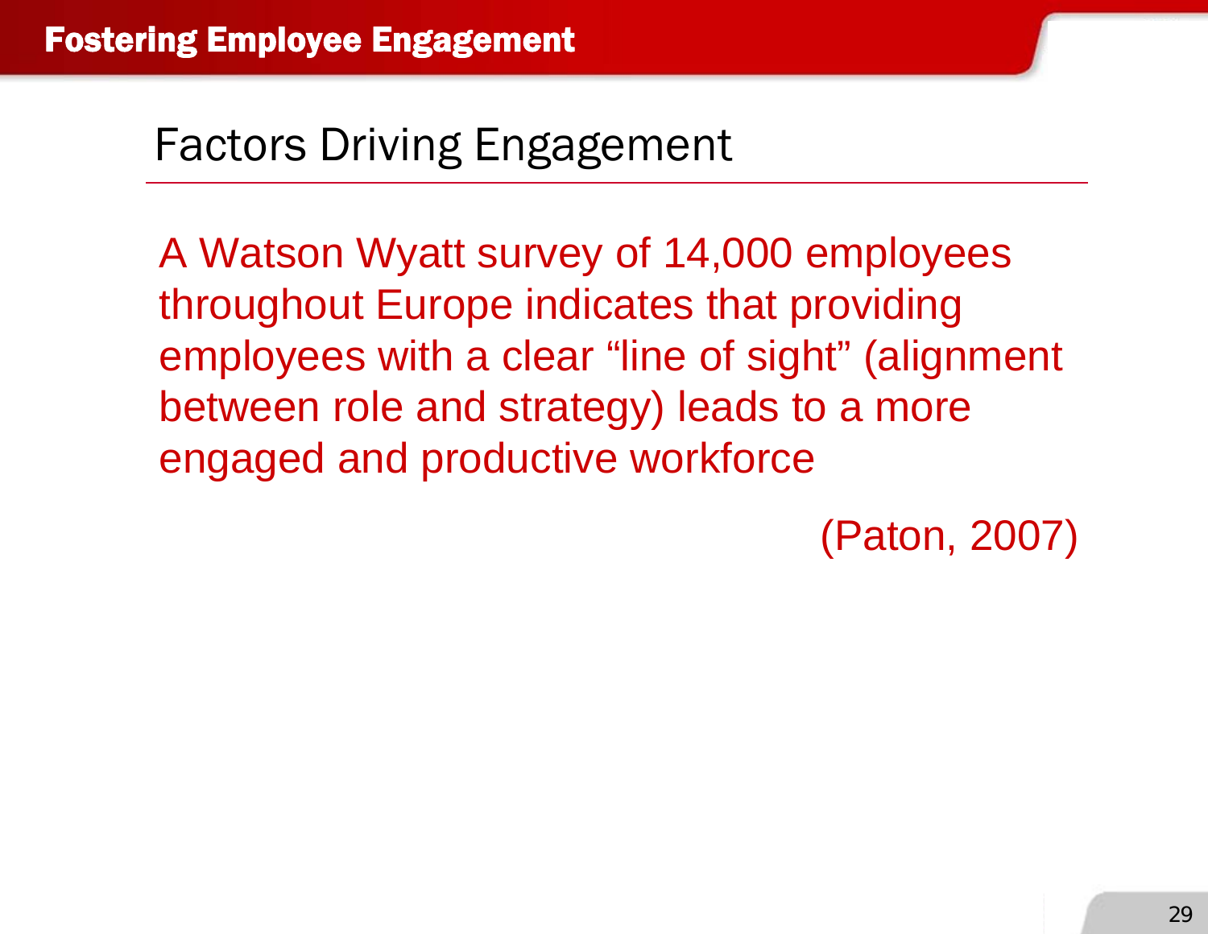# Fostering Employee Engagement

## Factors Driving Engagement

A Watson Wyatt survey of 14,000 employees throughout Europe indicates that providing employees with a clear “line of sight” (alignment between role and strategy) leads to a more engaged and productive workforce

(Paton, 2007)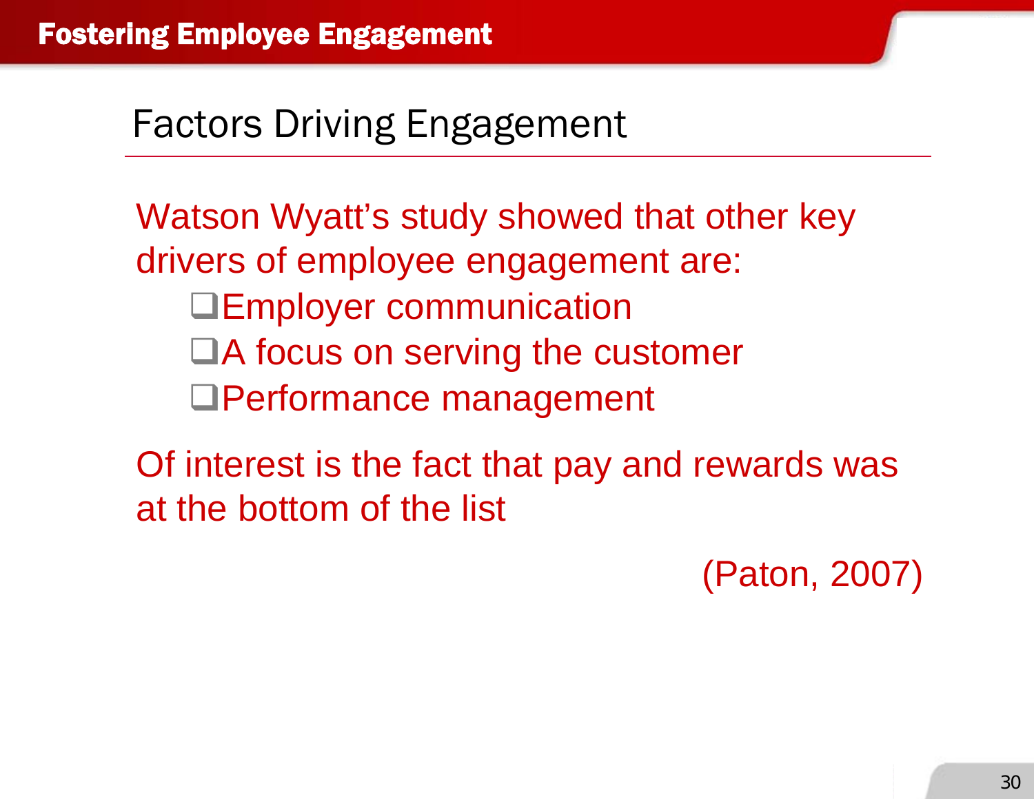# Fostering Employee Engagement

## Factors Driving Engagement

Watson Wyatt's study showed that other key drivers of employee engagement are:

- Employer communication
- A focus on serving the customer
- Performance management

Of interest is the fact that pay and rewards was at the bottom of the list

(Paton, 2007)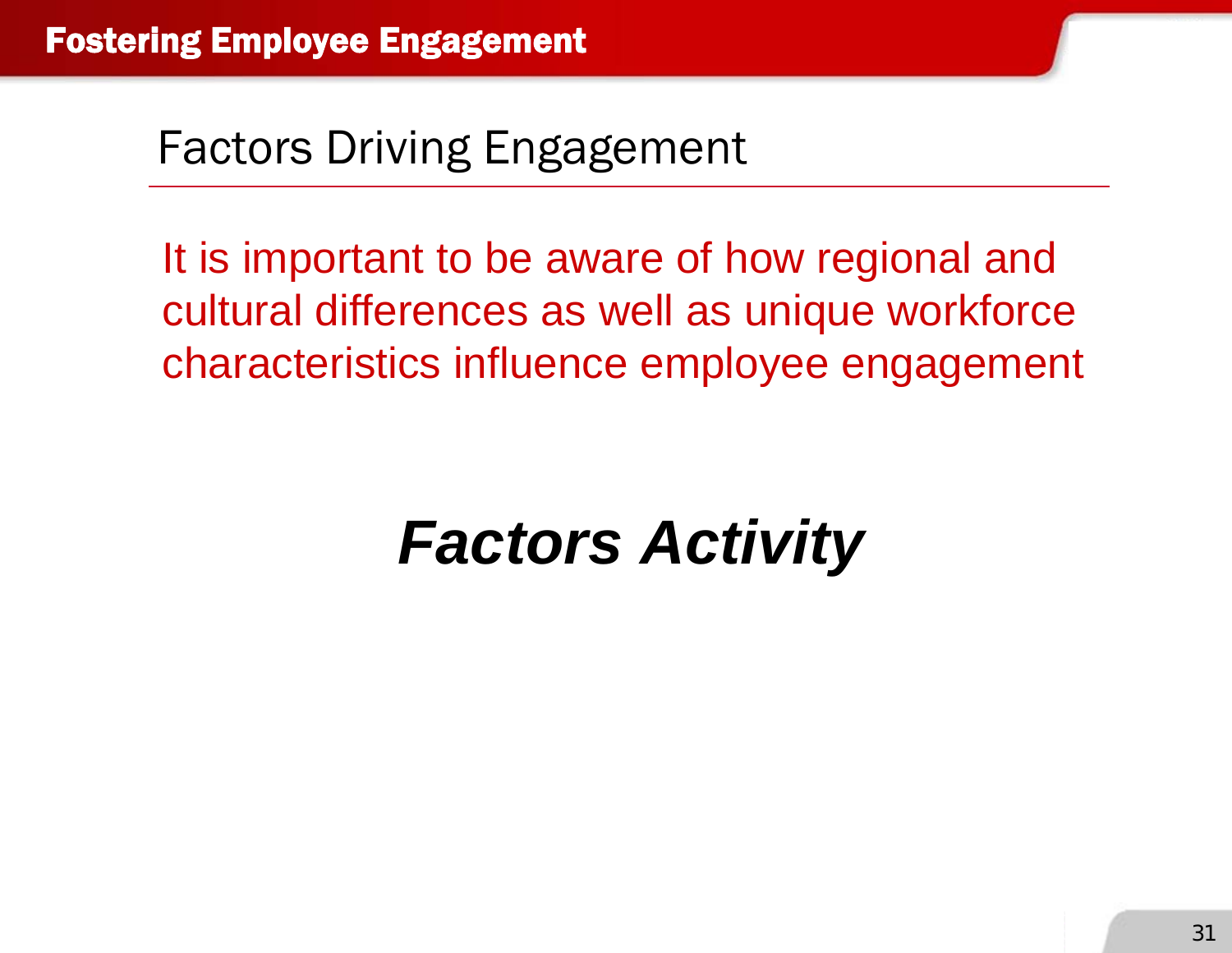## Factors Driving Engagement

It is important to be aware of how regional and cultural differences as well as unique workforce characteristics influence employee engagement

***Factors Activity***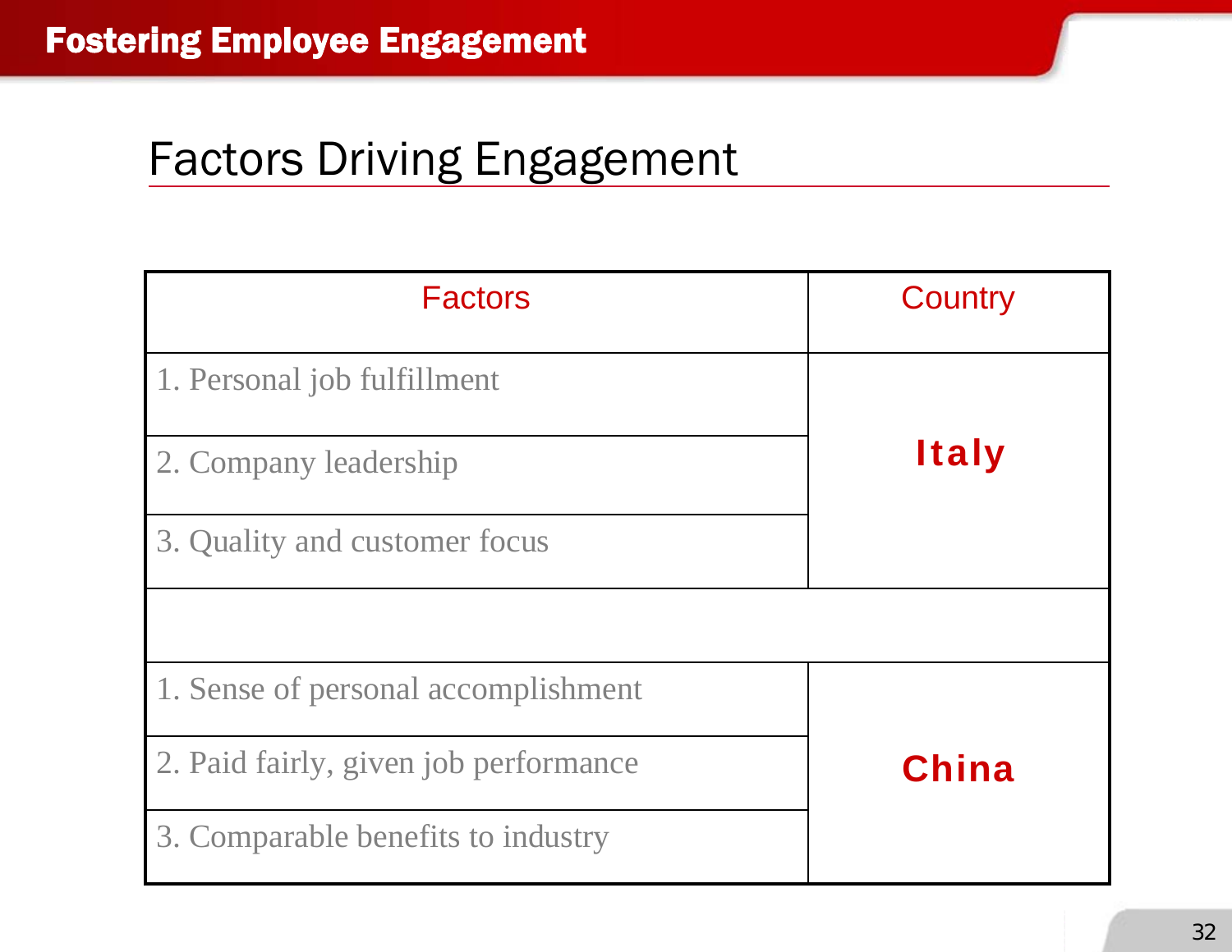# Fostering Employee Engagement

## Factors Driving Engagement

| Factors | Country |
|---|---|
| 1. Personal job fulfillment | Italy |
| 2. Company leadership | |
| 3. Quality and customer focus | |
| | |
| 1. Sense of personal accomplishment | China |
| 2. Paid fairly, given job performance | |
| 3. Comparable benefits to industry | |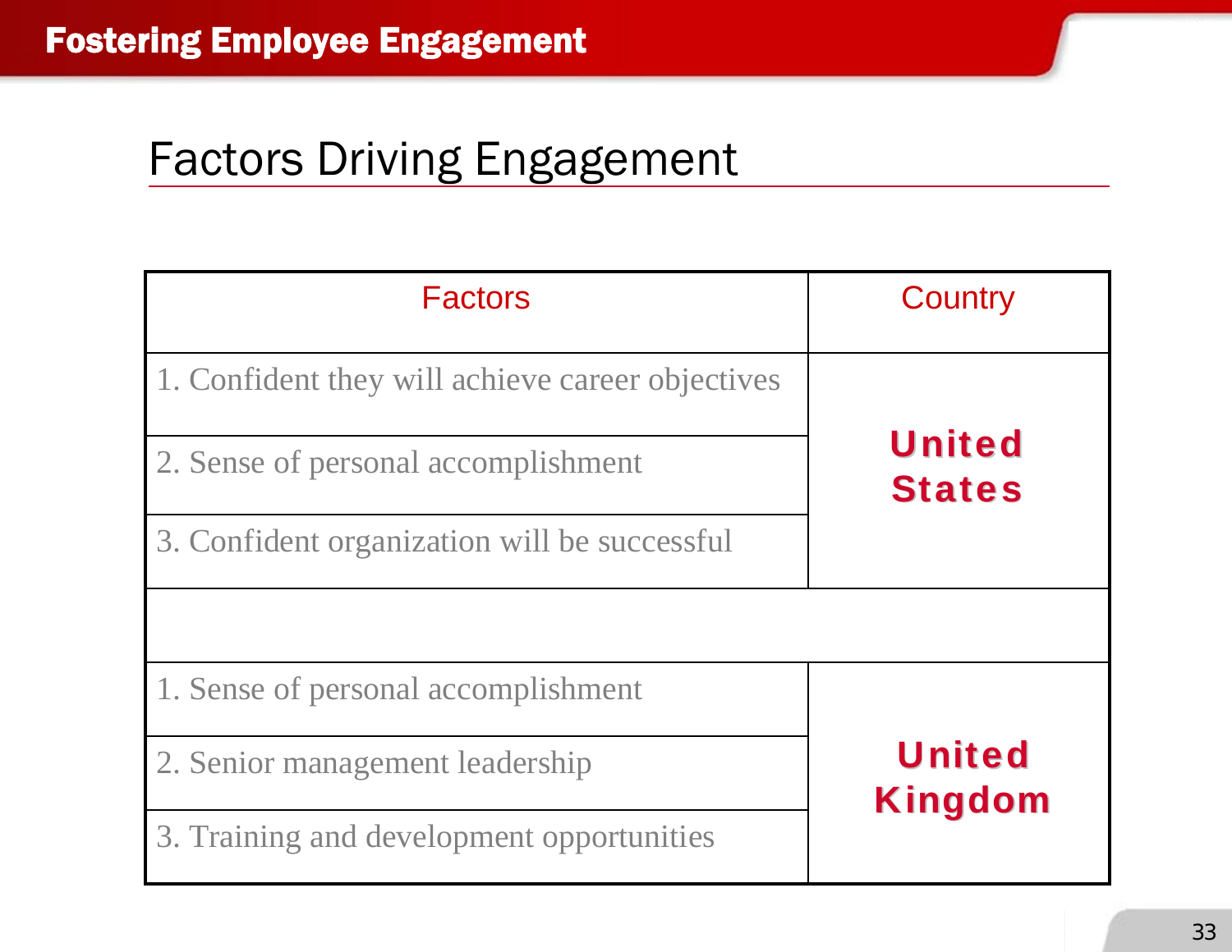# Fostering Employee Engagement

## Factors Driving Engagement

| Factors | Country |
|---|---|
| 1. Confident they will achieve career objectives | **United States** |
| 2. Sense of personal accomplishment | |
| 3. Confident organization will be successful | |
| | |
| 1. Sense of personal accomplishment | **United Kingdom** |
| 2. Senior management leadership | |
| 3. Training and development opportunities | |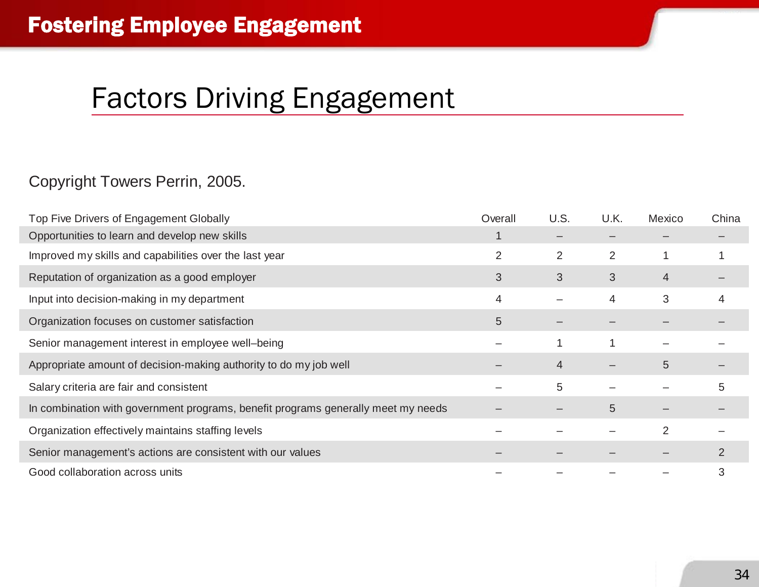# Factors Driving Engagement

Copyright Towers Perrin, 2005.

| Top Five Drivers of Engagement Globally | Overall | U.S. | U.K. | Mexico | China |
|---|---|---|---|---|---|
| Opportunities to learn and develop new skills | 1 | – | – | – | – |
| Improved my skills and capabilities over the last year | 2 | 2 | 2 | 1 | 1 |
| Reputation of organization as a good employer | 3 | 3 | 3 | 4 | – |
| Input into decision-making in my department | 4 | – | 4 | 3 | 4 |
| Organization focuses on customer satisfaction | 5 | – | – | – | – |
| Senior management interest in employee well–being | – | 1 | 1 | – | – |
| Appropriate amount of decision-making authority to do my job well | – | 4 | – | 5 | – |
| Salary criteria are fair and consistent | – | 5 | – | – | 5 |
| In combination with government programs, benefit programs generally meet my needs | – | – | 5 | – | – |
| Organization effectively maintains staffing levels | – | – | – | 2 | – |
| Senior management's actions are consistent with our values | – | – | – | – | 2 |
| Good collaboration across units | – | – | – | – | 3 |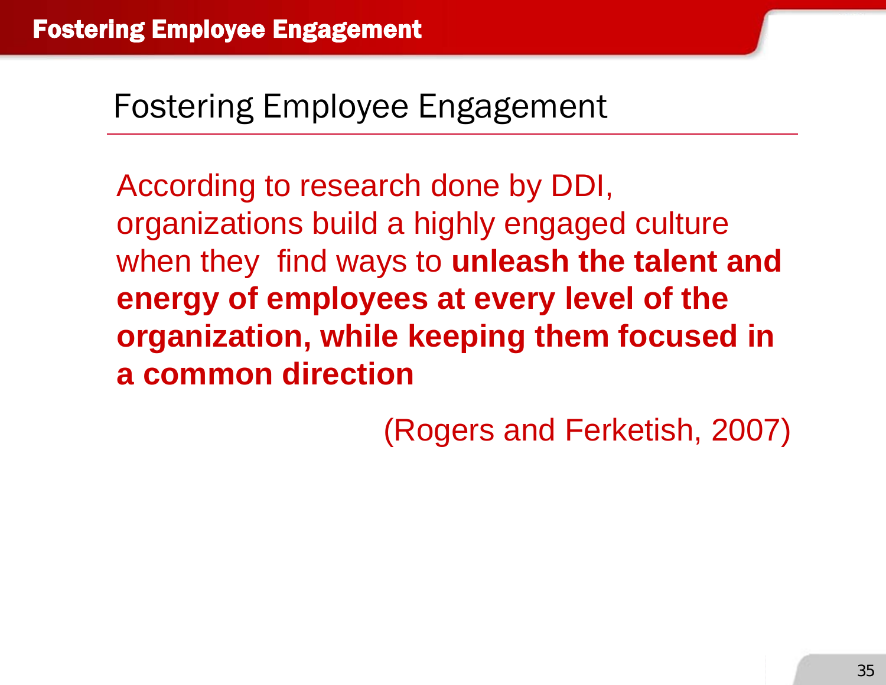# Fostering Employee Engagement

According to research done by DDI, organizations build a highly engaged culture when they find ways to **unleash the talent and energy of employees at every level of the organization, while keeping them focused in a common direction**

(Rogers and Ferketish, 2007)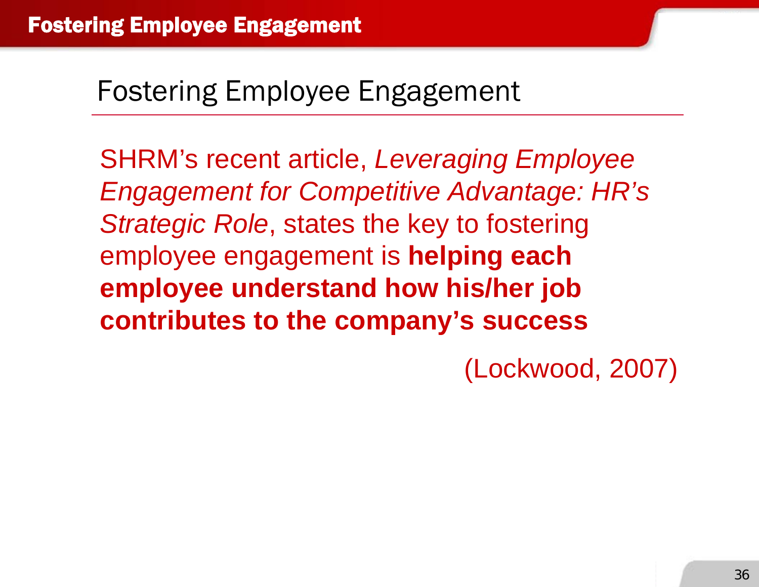# Fostering Employee Engagement

SHRM's recent article, *Leveraging Employee Engagement for Competitive Advantage: HR's Strategic Role*, states the key to fostering employee engagement is **helping each employee understand how his/her job contributes to the company's success**

(Lockwood, 2007)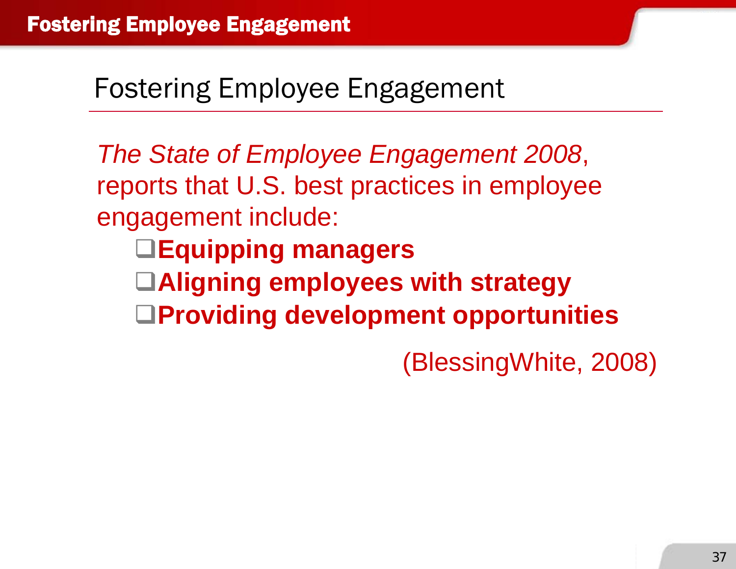# Fostering Employee Engagement

*The State of Employee Engagement 2008*, reports that U.S. best practices in employee engagement include:

- **Equipping managers**
- **Aligning employees with strategy**
- **Providing development opportunities**

(BlessingWhite, 2008)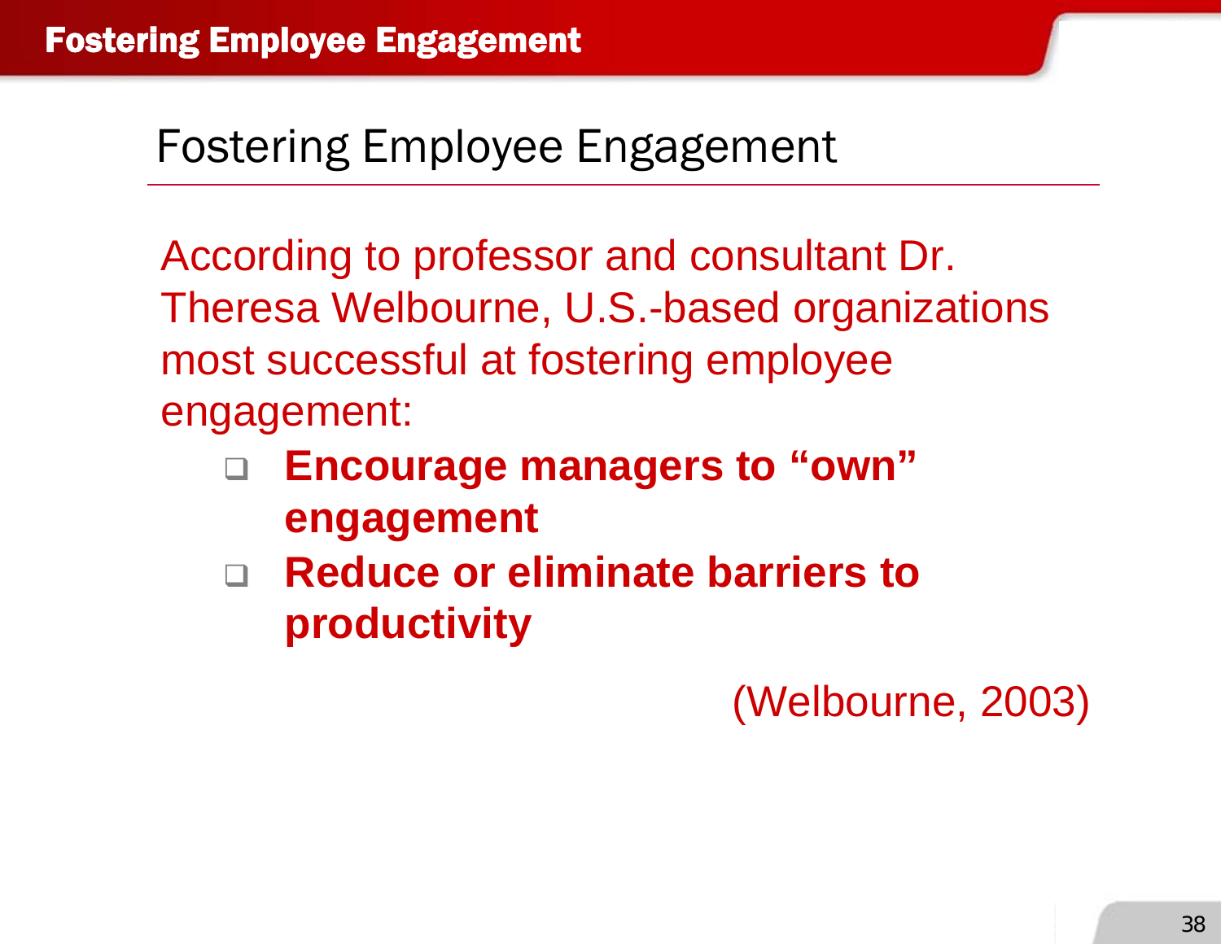# Fostering Employee Engagement

According to professor and consultant Dr. Theresa Welbourne, U.S.-based organizations most successful at fostering employee engagement:

- **Encourage managers to "own" engagement**
- **Reduce or eliminate barriers to productivity**

(Welbourne, 2003)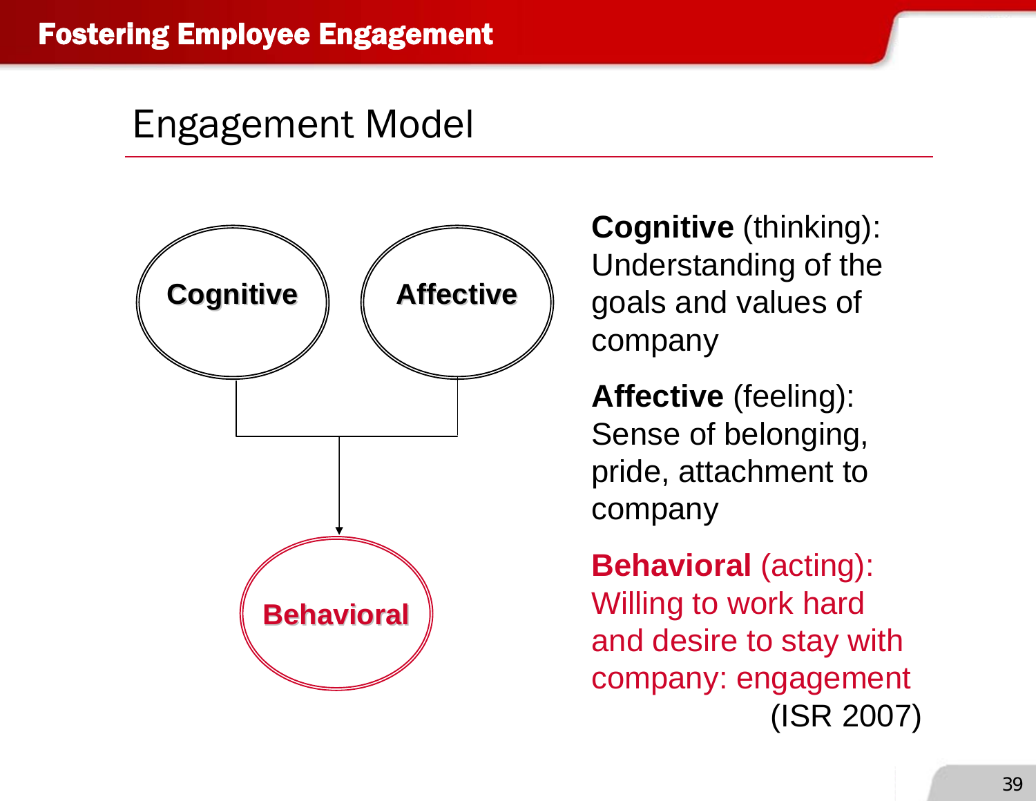# Engagement Model

Cognitive

Affective

Behavioral

**Cognitive** (thinking): Understanding of the goals and values of company

**Affective** (feeling): Sense of belonging, pride, attachment to company

**Behavioral** (acting): Willing to work hard and desire to stay with company: engagement

(ISR 2007)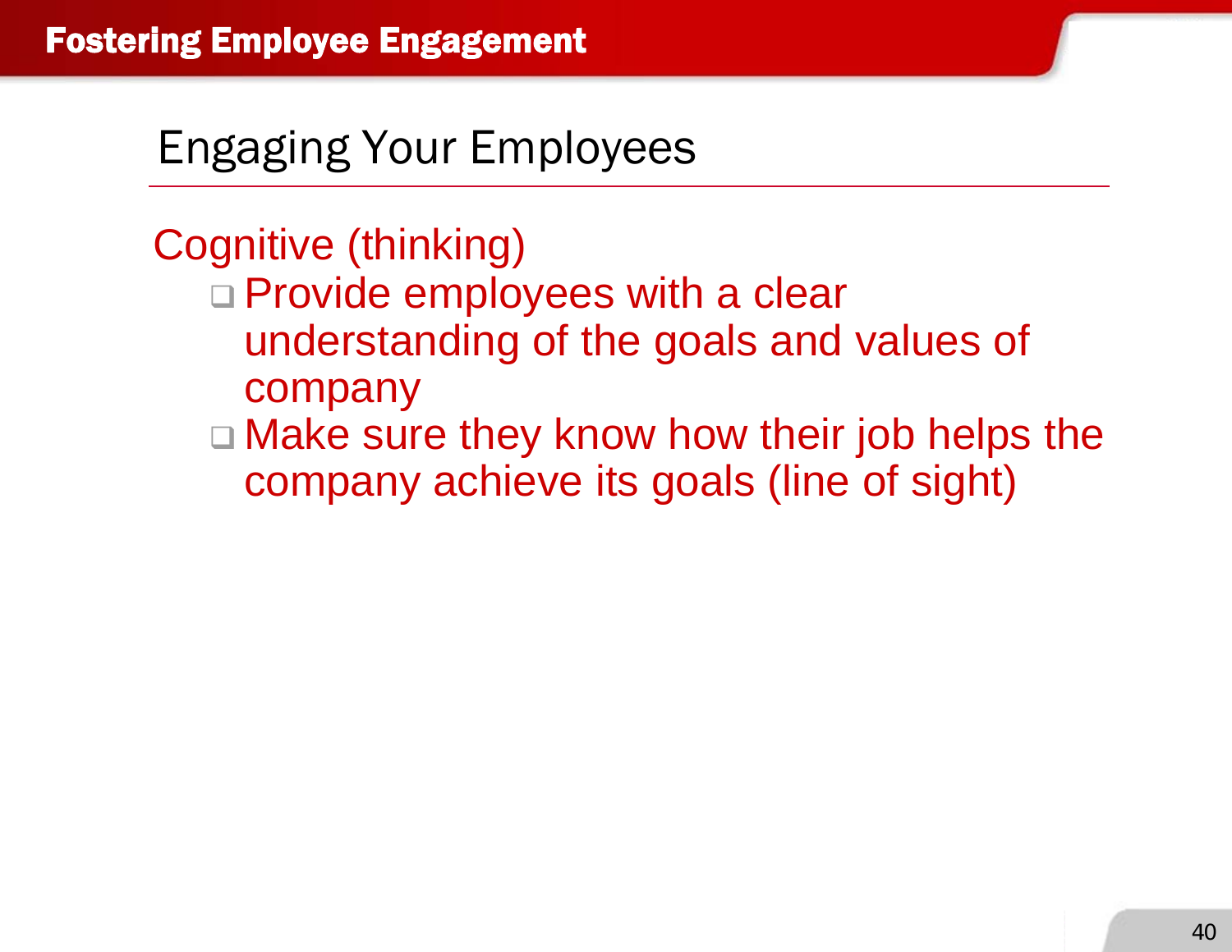## Engaging Your Employees

Cognitive (thinking)

- Provide employees with a clear understanding of the goals and values of company
- Make sure they know how their job helps the company achieve its goals (line of sight)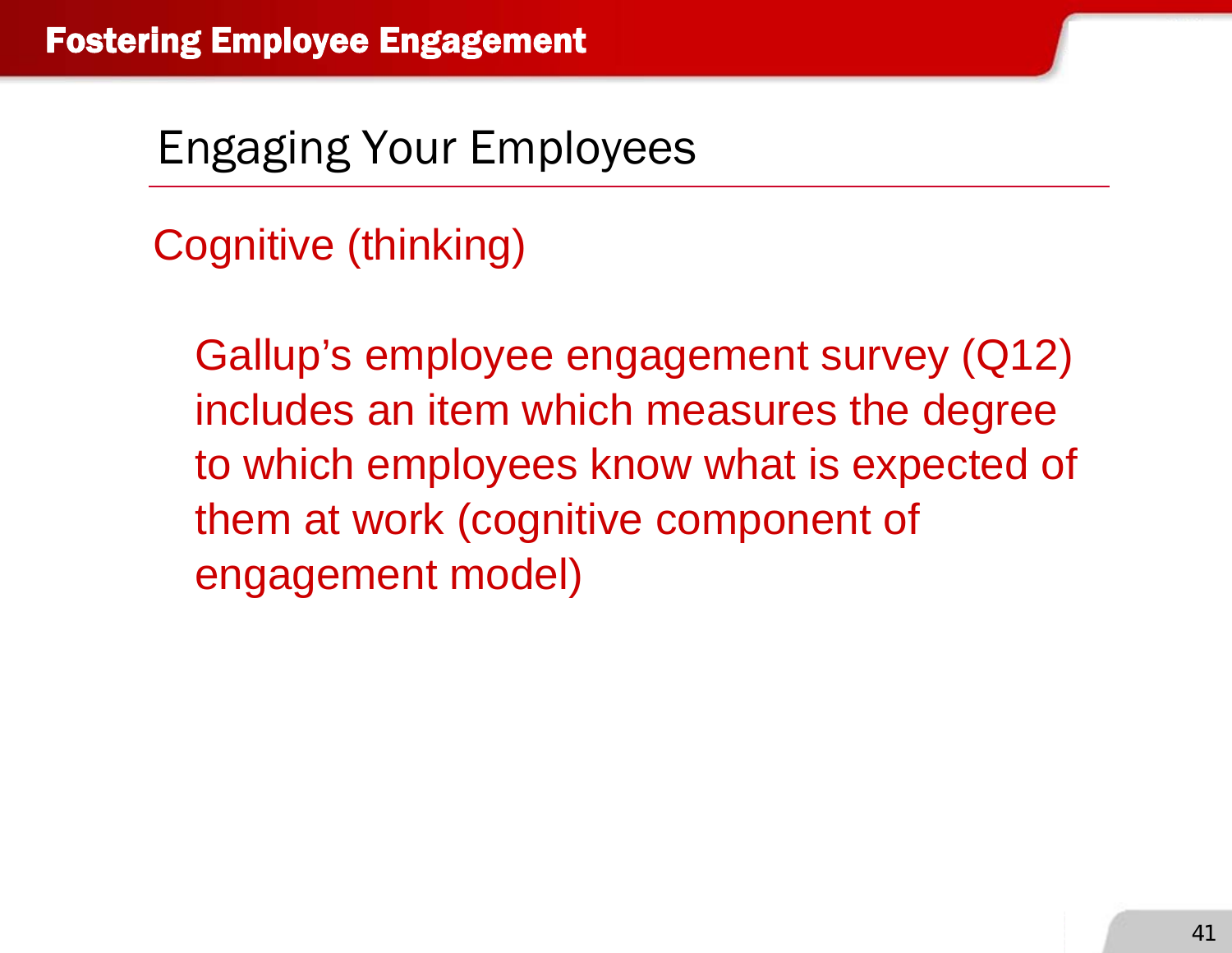# Engaging Your Employees

## Cognitive (thinking)

Gallup's employee engagement survey (Q12) includes an item which measures the degree to which employees know what is expected of them at work (cognitive component of engagement model)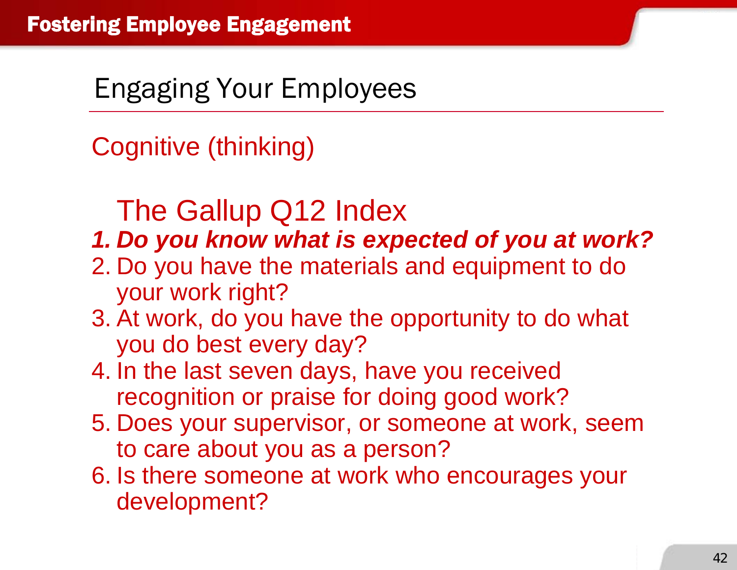# Engaging Your Employees

## Cognitive (thinking)

### The Gallup Q12 Index

1. ***Do you know what is expected of you at work?***
2. Do you have the materials and equipment to do your work right?
3. At work, do you have the opportunity to do what you do best every day?
4. In the last seven days, have you received recognition or praise for doing good work?
5. Does your supervisor, or someone at work, seem to care about you as a person?
6. Is there someone at work who encourages your development?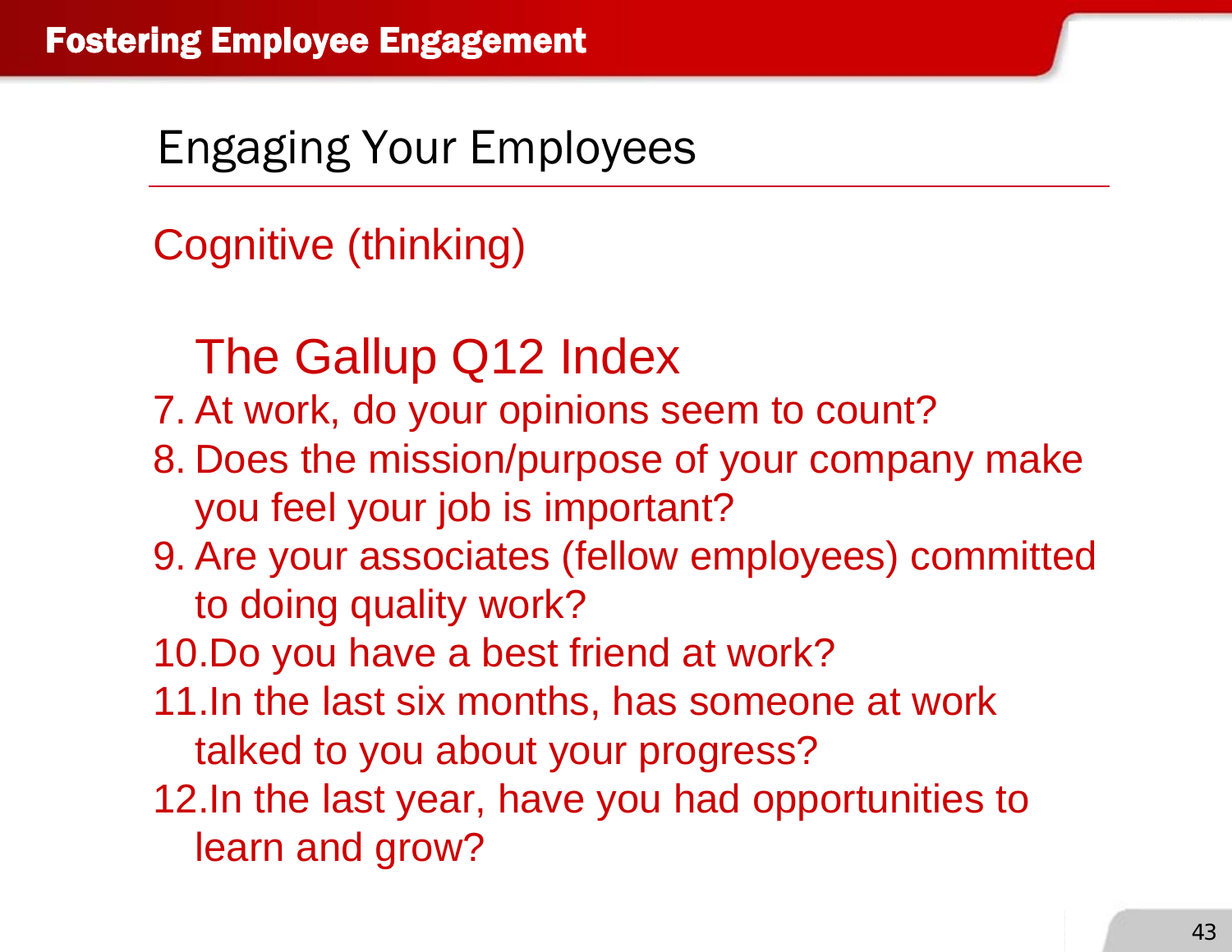# Engaging Your Employees

## Cognitive (thinking)

### The Gallup Q12 Index

7. At work, do your opinions seem to count?
8. Does the mission/purpose of your company make you feel your job is important?
9. Are your associates (fellow employees) committed to doing quality work?
10. Do you have a best friend at work?
11. In the last six months, has someone at work talked to you about your progress?
12. In the last year, have you had opportunities to learn and grow?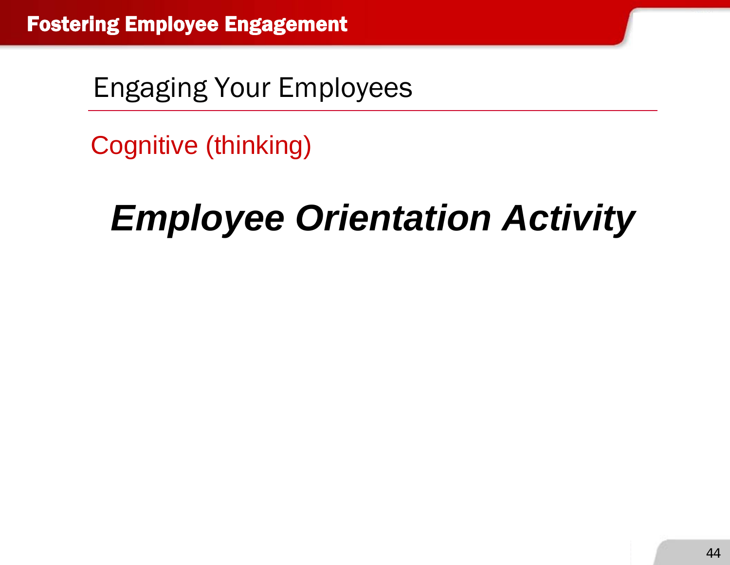## Engaging Your Employees

### Cognitive (thinking)

***Employee Orientation Activity***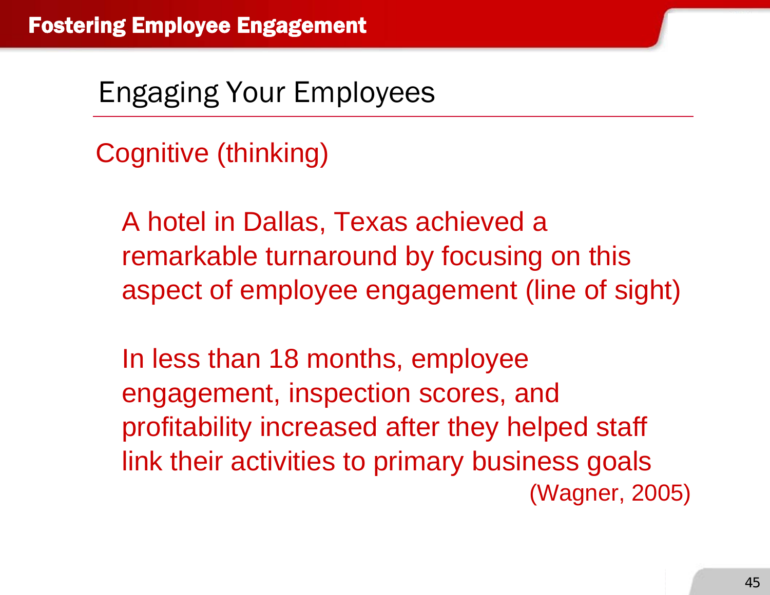# Engaging Your Employees

## Cognitive (thinking)

A hotel in Dallas, Texas achieved a remarkable turnaround by focusing on this aspect of employee engagement (line of sight)

In less than 18 months, employee engagement, inspection scores, and profitability increased after they helped staff link their activities to primary business goals

(Wagner, 2005)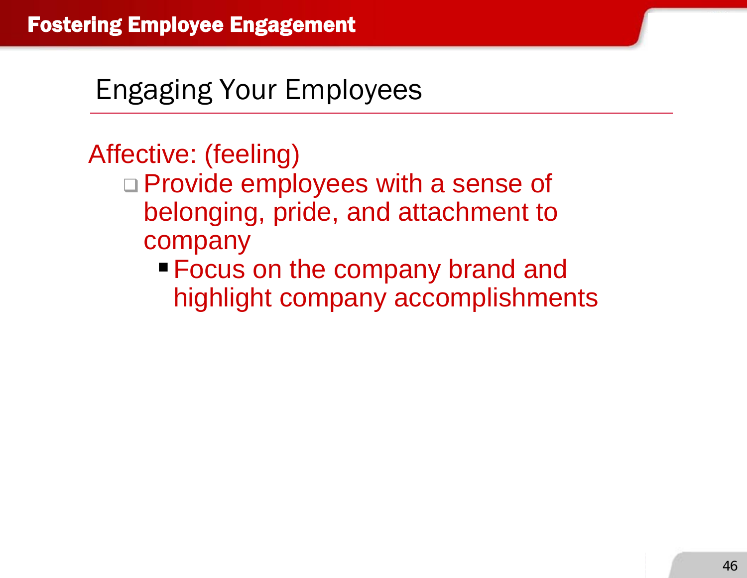# Engaging Your Employees

Affective: (feeling)

- Provide employees with a sense of belonging, pride, and attachment to company
  - Focus on the company brand and highlight company accomplishments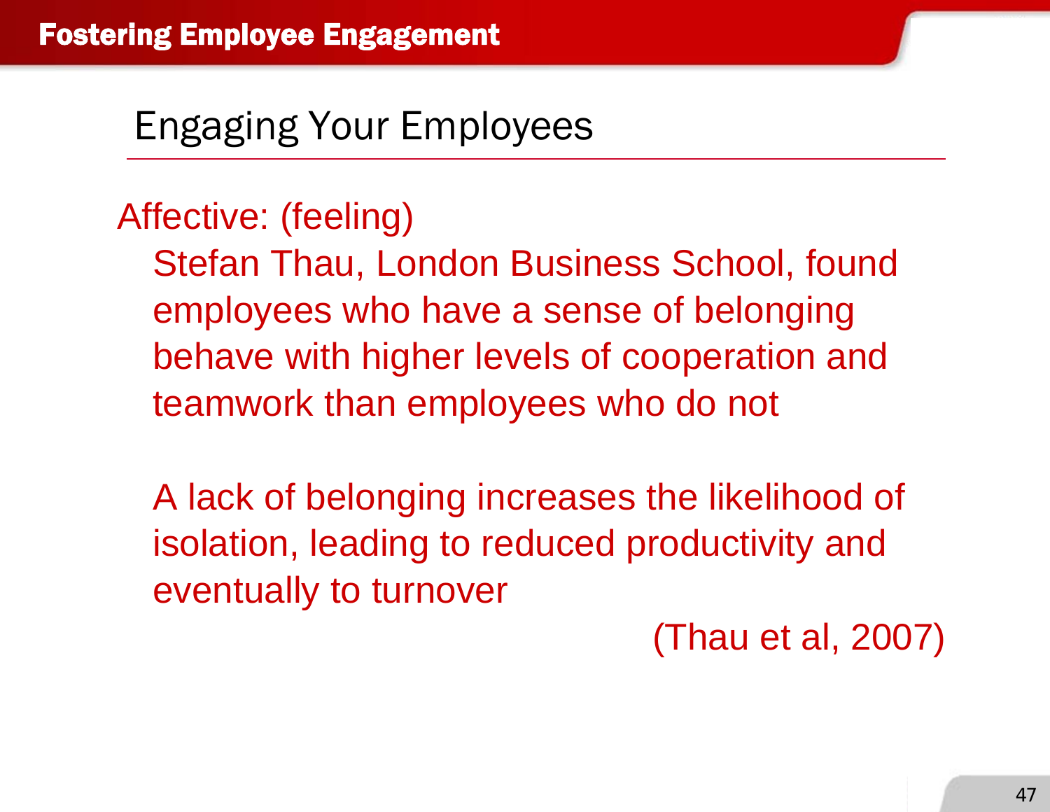# Fostering Employee Engagement

## Engaging Your Employees

Affective: (feeling)

Stefan Thau, London Business School, found employees who have a sense of belonging behave with higher levels of cooperation and teamwork than employees who do not

A lack of belonging increases the likelihood of isolation, leading to reduced productivity and eventually to turnover

(Thau et al, 2007)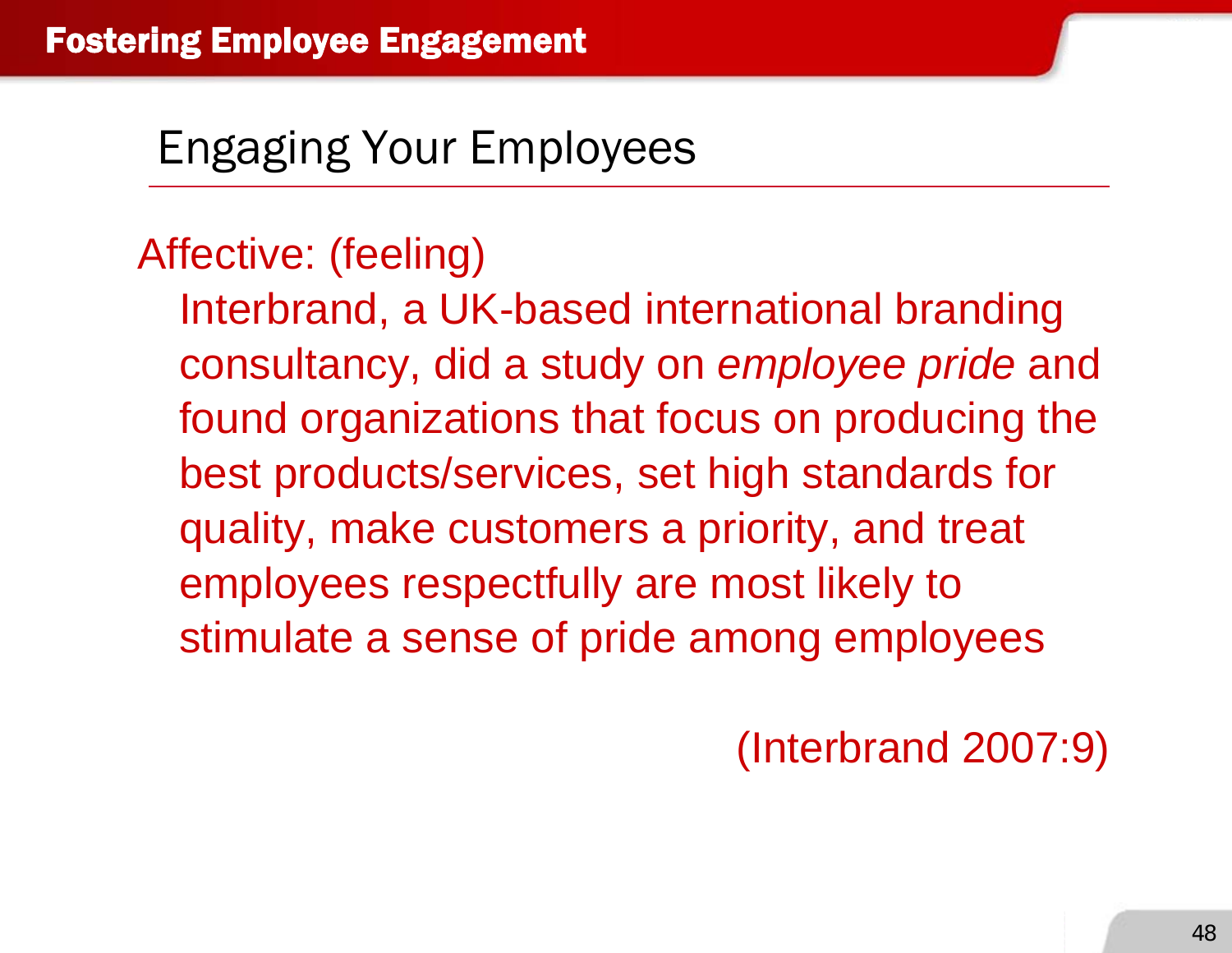# Fostering Employee Engagement

## Engaging Your Employees

Affective: (feeling)

Interbrand, a UK-based international branding consultancy, did a study on *employee pride* and found organizations that focus on producing the best products/services, set high standards for quality, make customers a priority, and treat employees respectfully are most likely to stimulate a sense of pride among employees

(Interbrand 2007:9)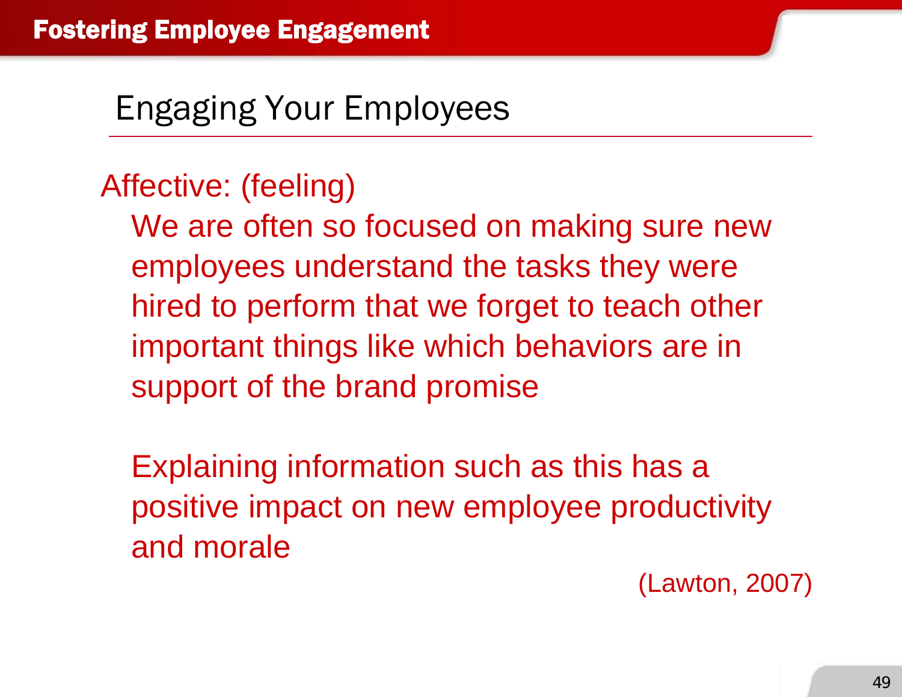## Engaging Your Employees

Affective: (feeling)

We are often so focused on making sure new employees understand the tasks they were hired to perform that we forget to teach other important things like which behaviors are in support of the brand promise

Explaining information such as this has a positive impact on new employee productivity and morale

(Lawton, 2007)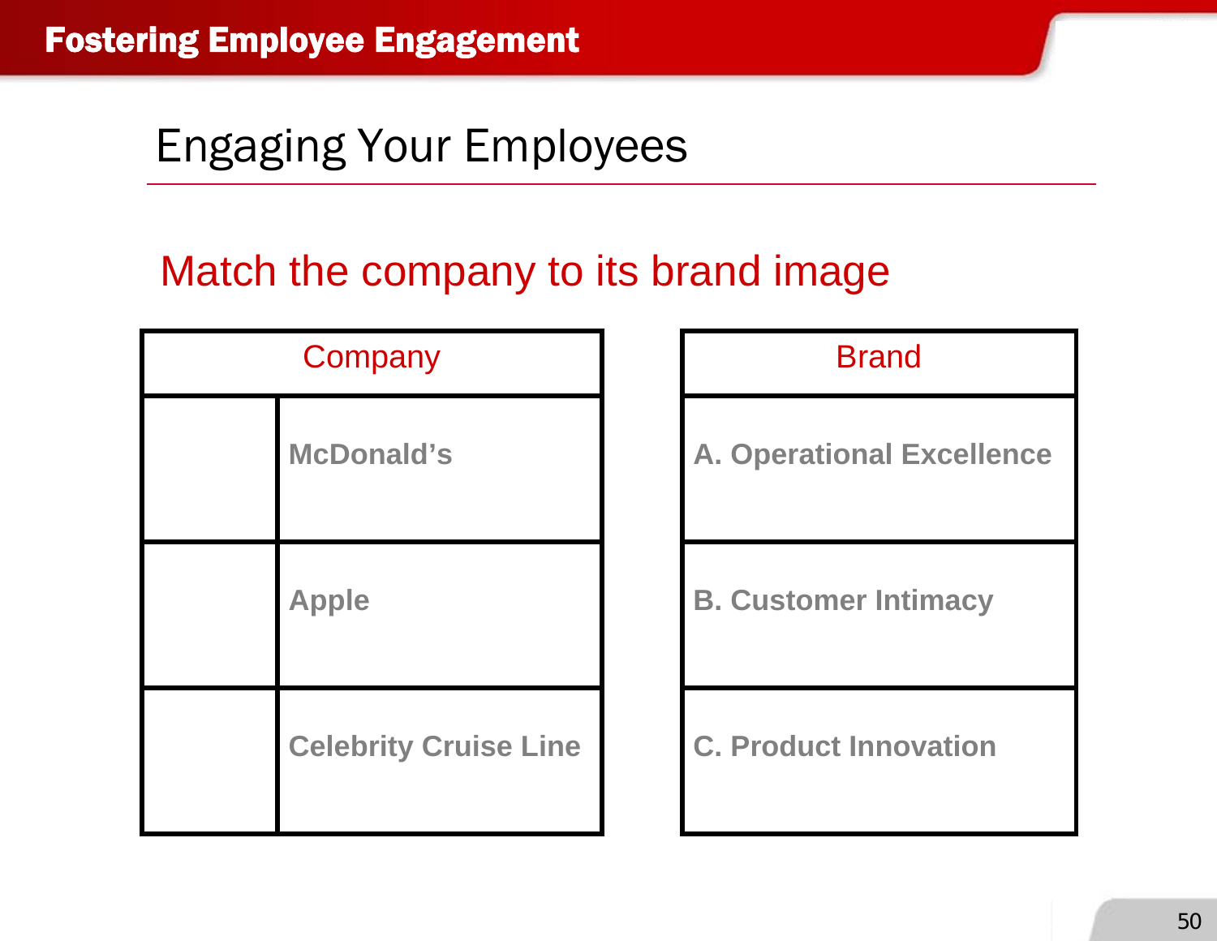## Engaging Your Employees

### Match the company to its brand image

| Company | |
|---|---|
| | McDonald's |
| | Apple |
| | Celebrity Cruise Line |

| Brand |
|---|
| A. Operational Excellence |
| B. Customer Intimacy |
| C. Product Innovation |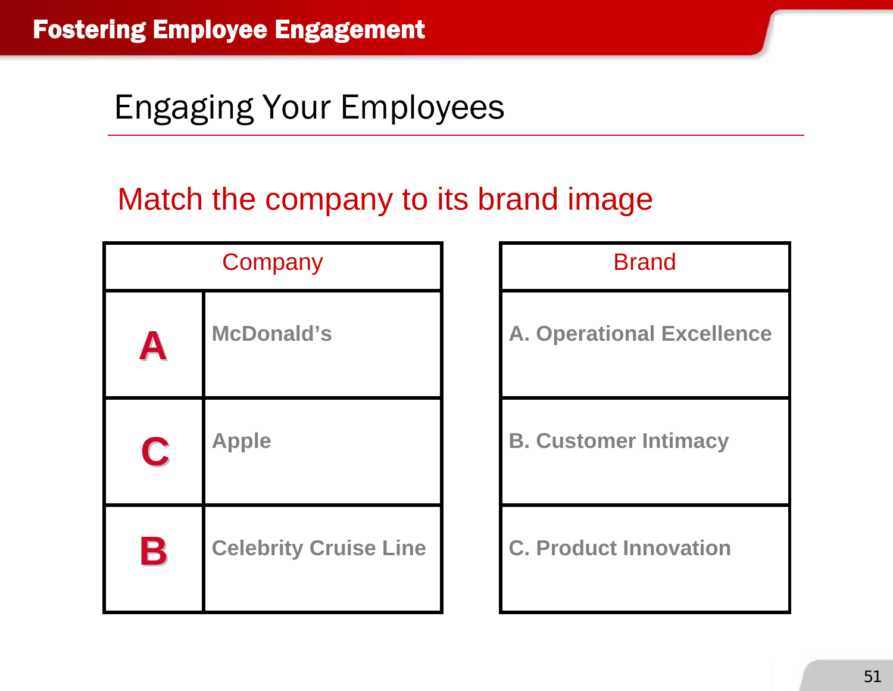# Engaging Your Employees

## Match the company to its brand image

| Company | | Brand |
|---|---|---|
| A | McDonald's | A. Operational Excellence |
| C | Apple | B. Customer Intimacy |
| B | Celebrity Cruise Line | C. Product Innovation |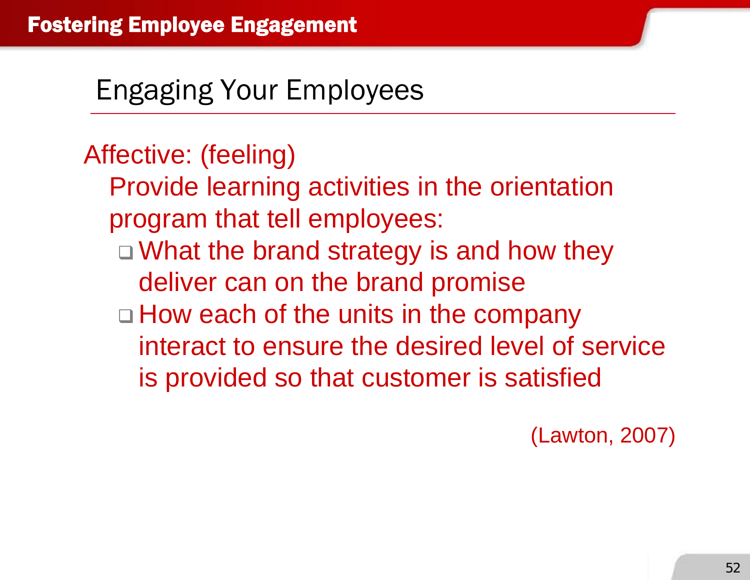## Engaging Your Employees

Affective: (feeling)

Provide learning activities in the orientation program that tell employees:

- What the brand strategy is and how they deliver can on the brand promise
- How each of the units in the company interact to ensure the desired level of service is provided so that customer is satisfied

(Lawton, 2007)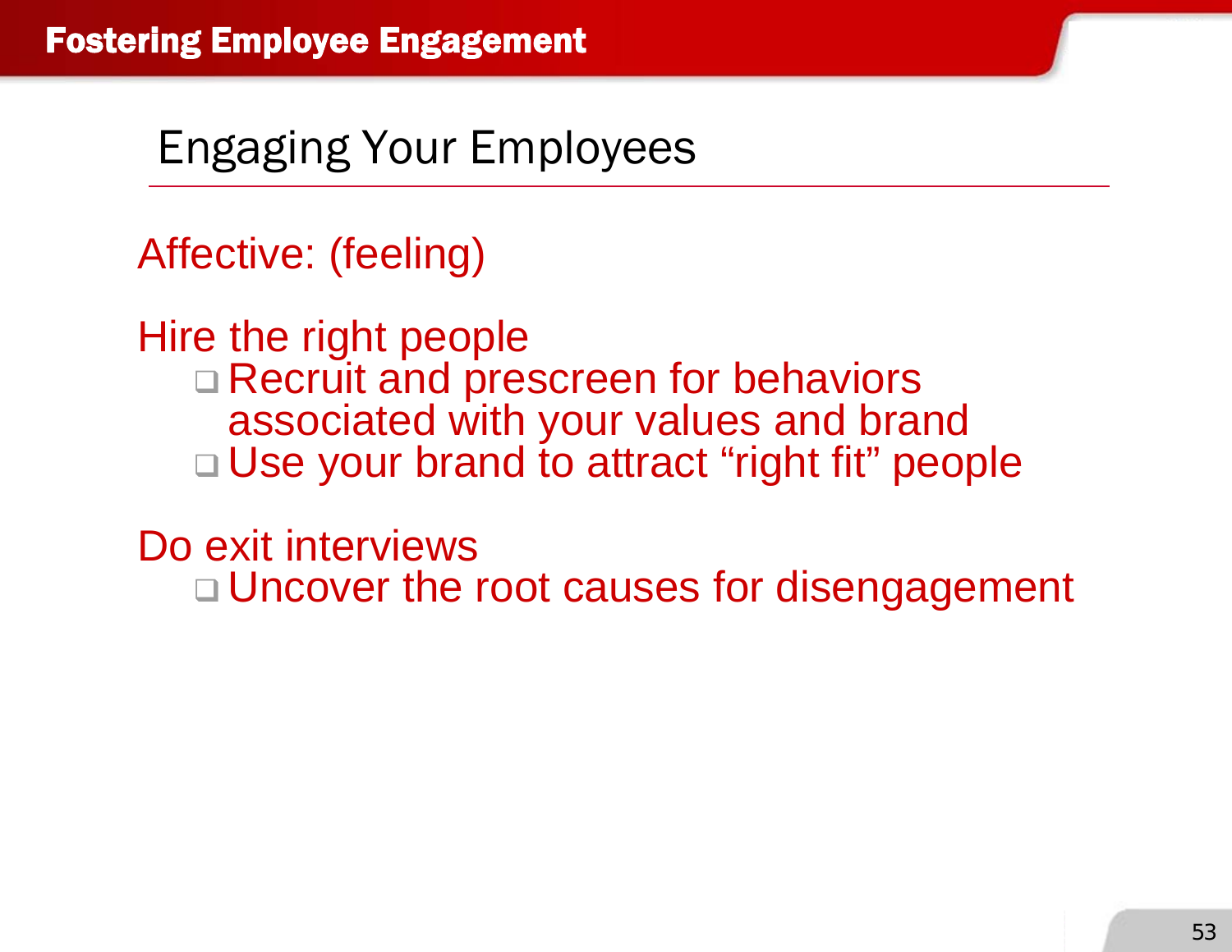## Engaging Your Employees

Affective: (feeling)

Hire the right people

- Recruit and prescreen for behaviors associated with your values and brand
- Use your brand to attract “right fit” people

Do exit interviews

- Uncover the root causes for disengagement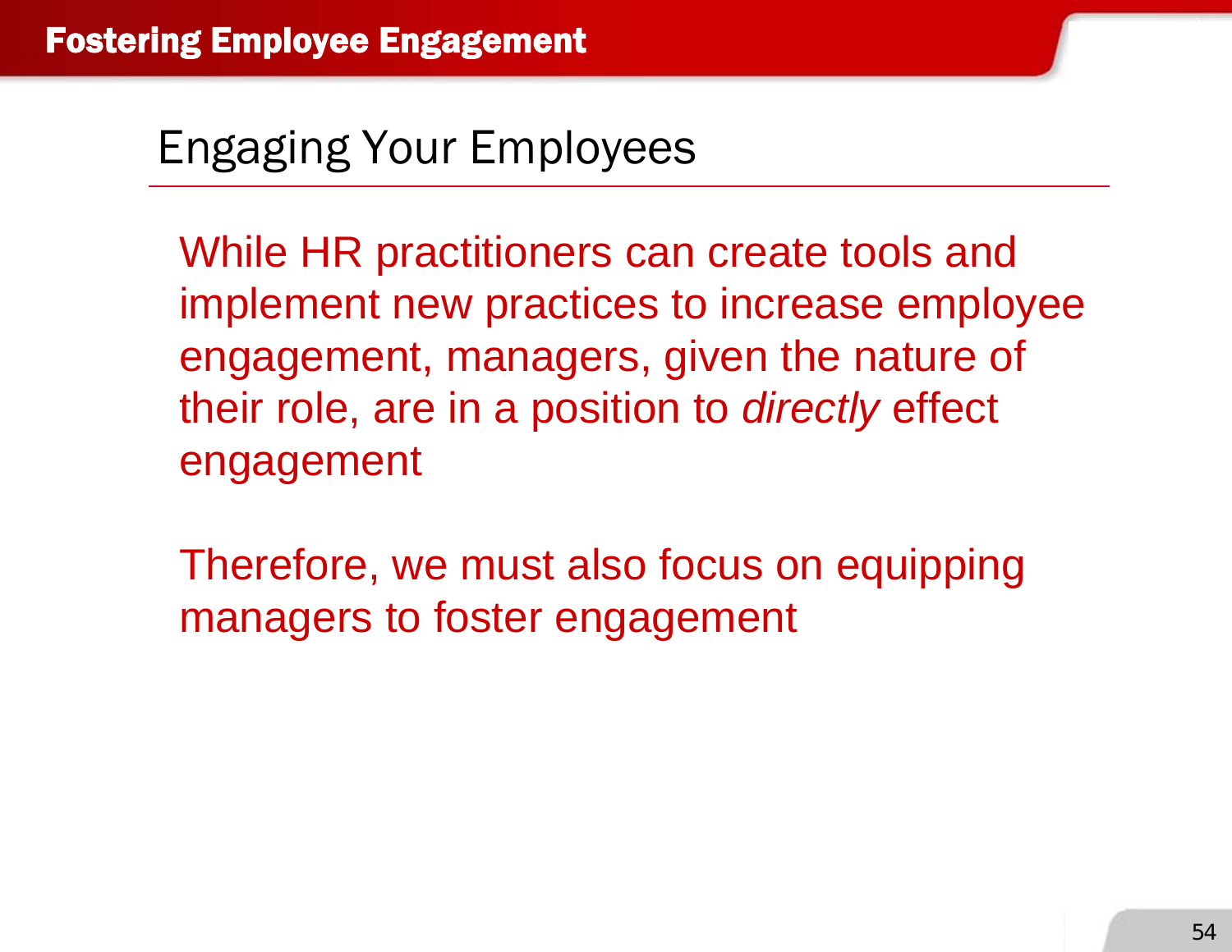## Engaging Your Employees

While HR practitioners can create tools and implement new practices to increase employee engagement, managers, given the nature of their role, are in a position to *directly* effect engagement

Therefore, we must also focus on equipping managers to foster engagement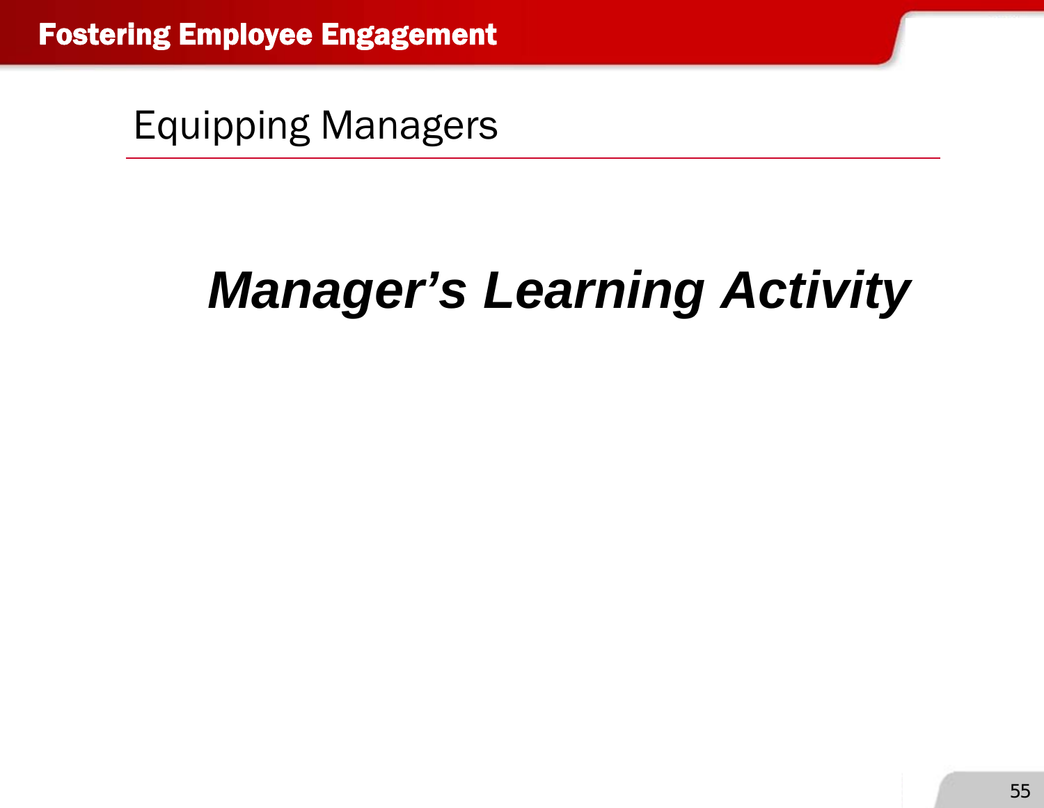## Equipping Managers

***Manager's Learning Activity***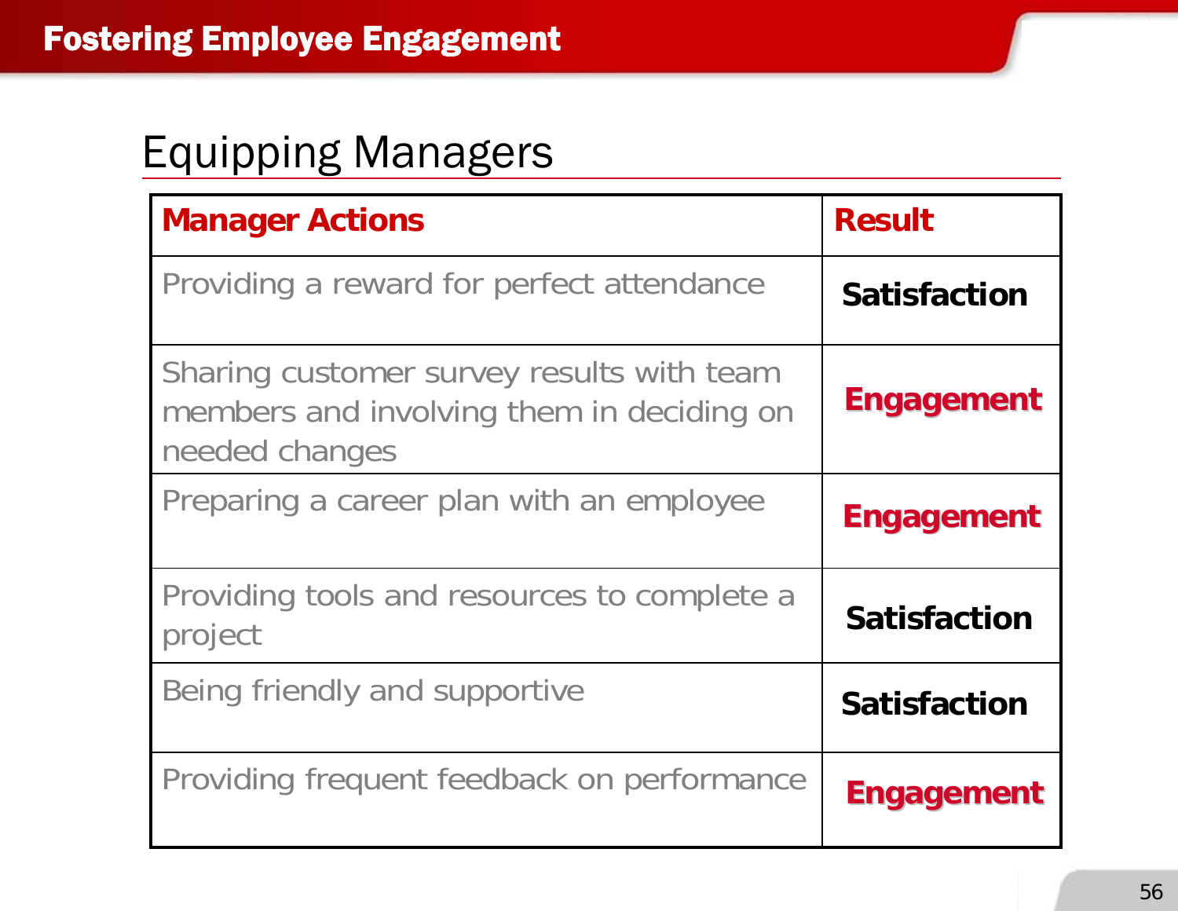# Fostering Employee Engagement

## Equipping Managers

| Manager Actions | Result |
|---|---|
| Providing a reward for perfect attendance | **Satisfaction** |
| Sharing customer survey results with team members and involving them in deciding on needed changes | **Engagement** |
| Preparing a career plan with an employee | **Engagement** |
| Providing tools and resources to complete a project | **Satisfaction** |
| Being friendly and supportive | **Satisfaction** |
| Providing frequent feedback on performance | **Engagement** |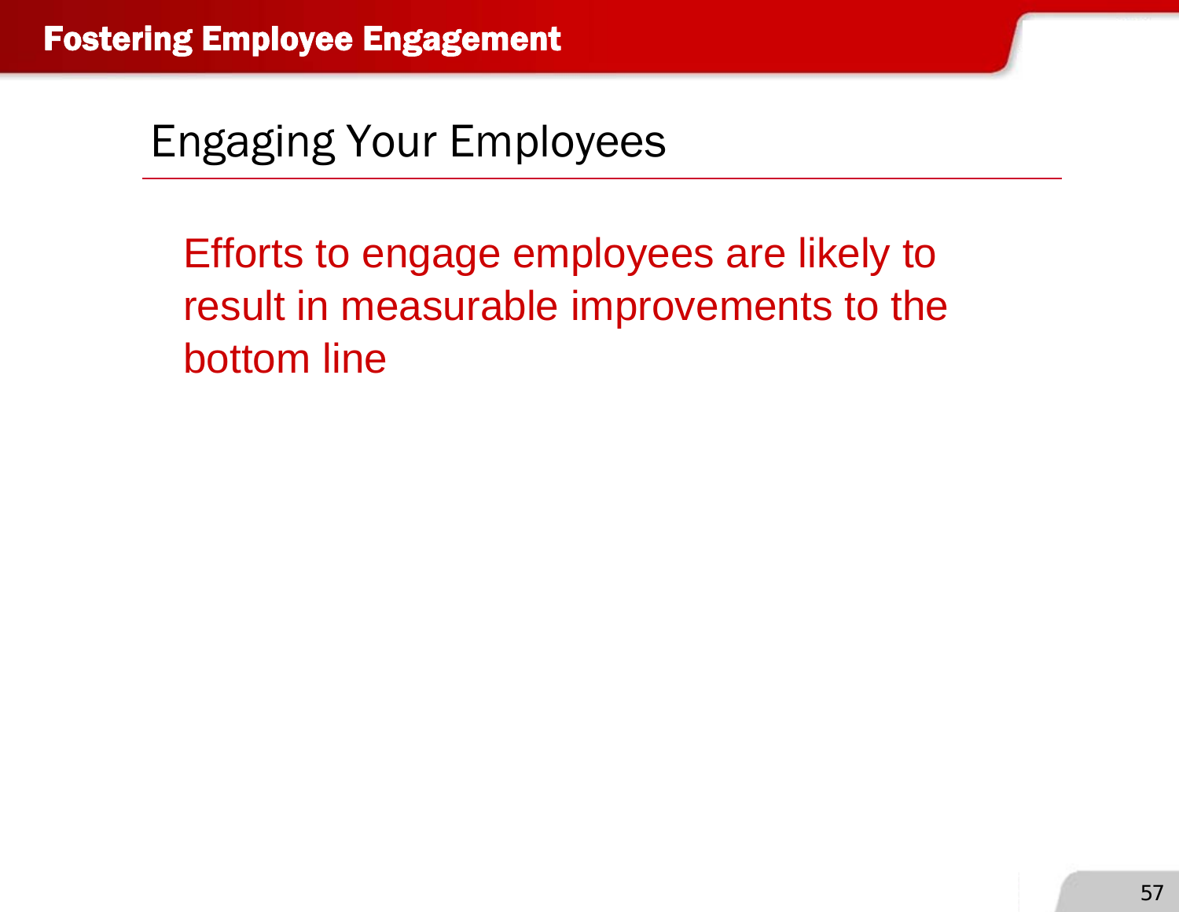## Engaging Your Employees

Efforts to engage employees are likely to result in measurable improvements to the bottom line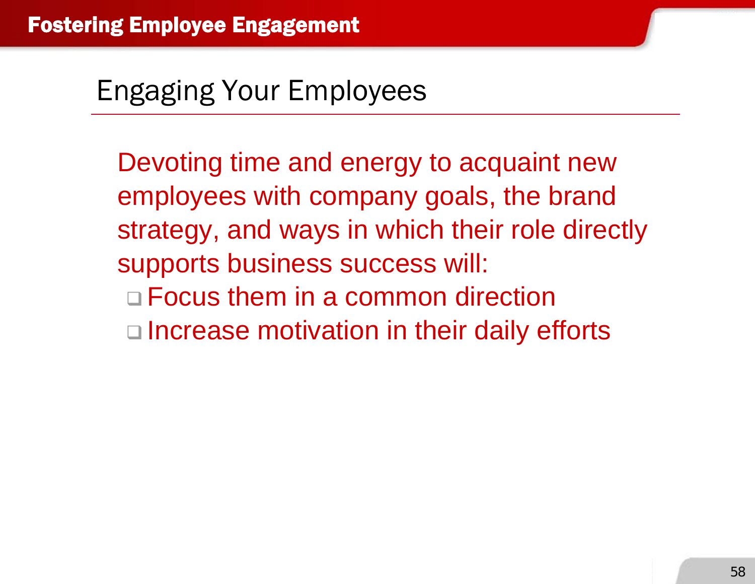## Engaging Your Employees

Devoting time and energy to acquaint new employees with company goals, the brand strategy, and ways in which their role directly supports business success will:

- Focus them in a common direction
- Increase motivation in their daily efforts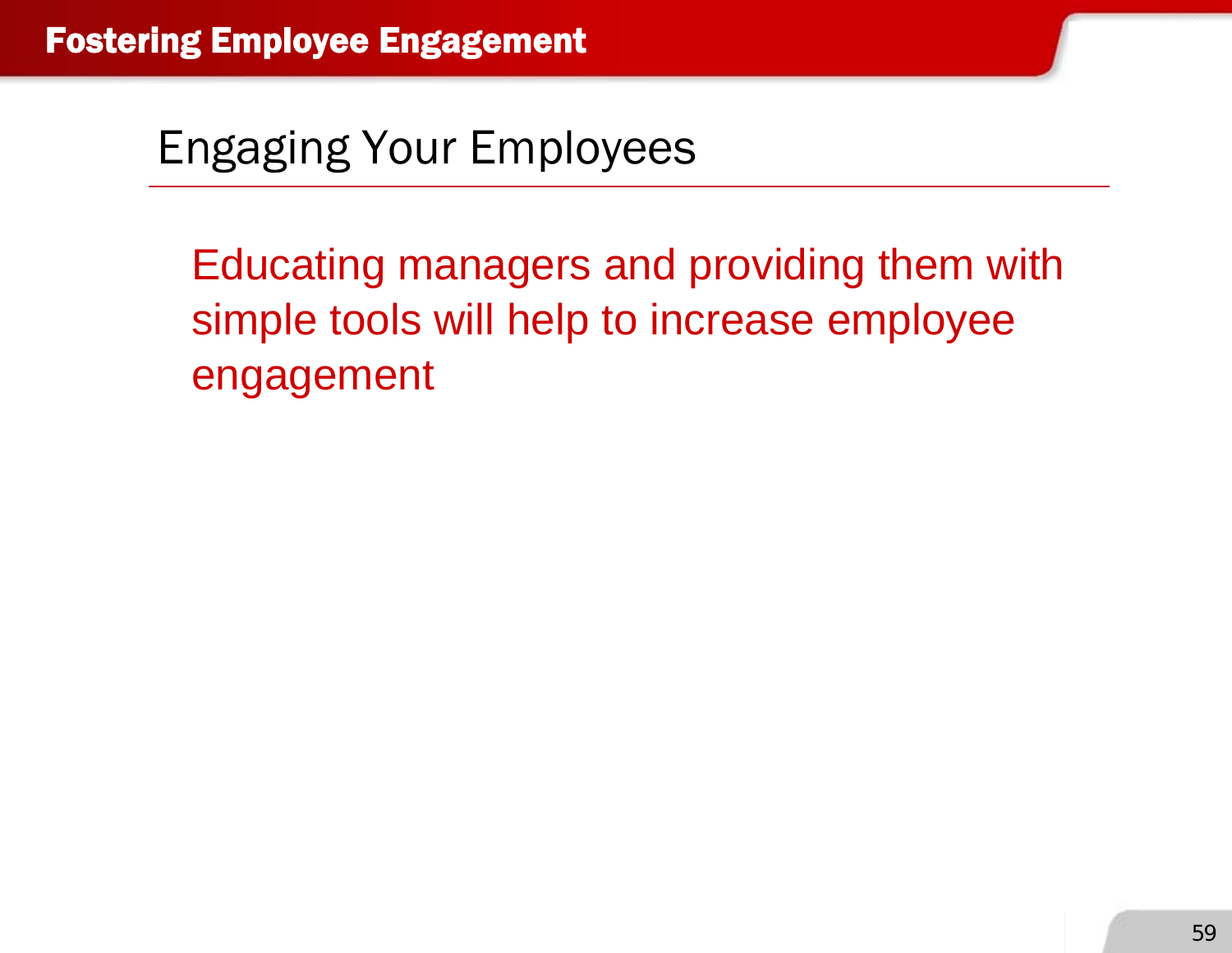# Fostering Employee Engagement

## Engaging Your Employees

Educating managers and providing them with simple tools will help to increase employee engagement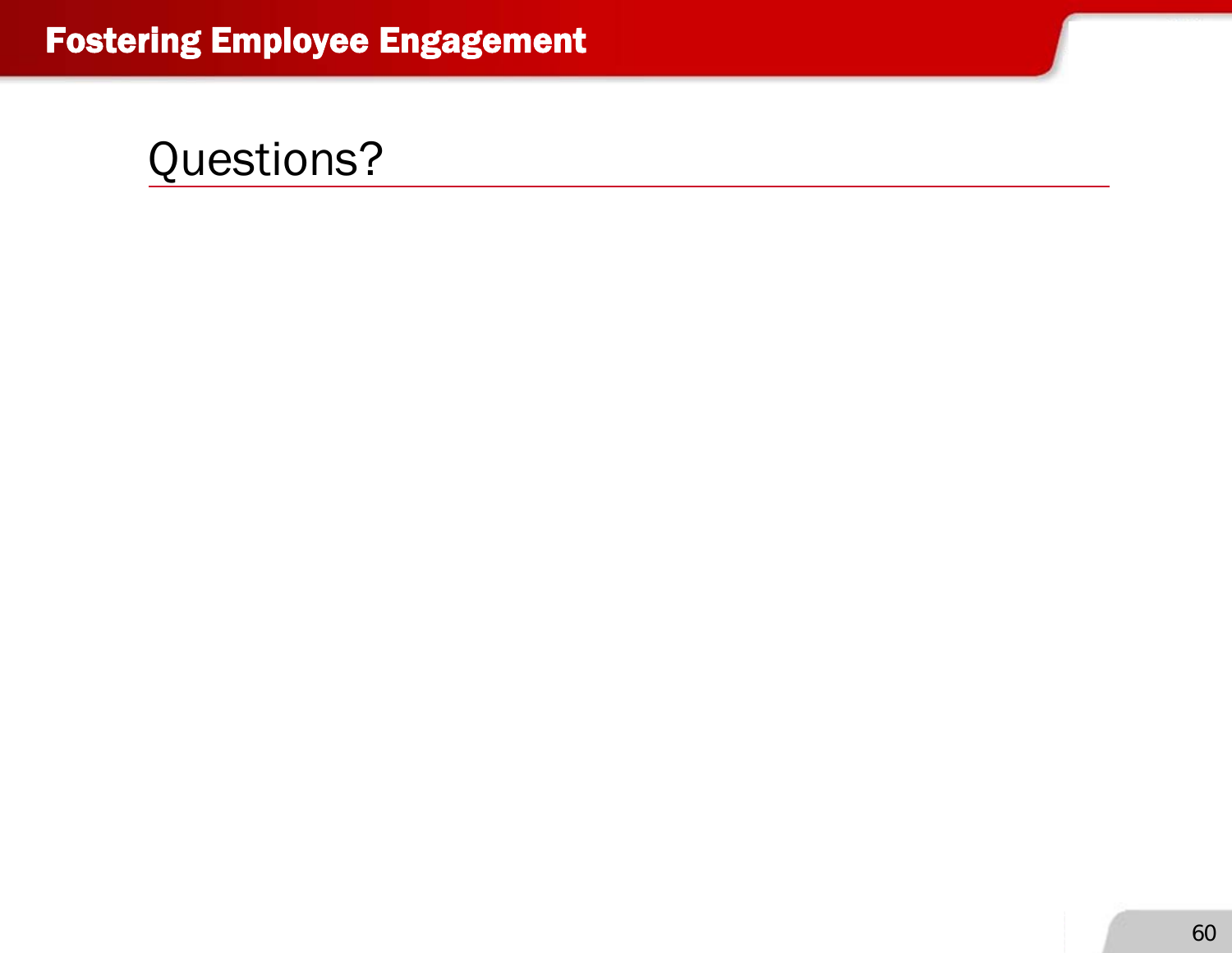## Questions?